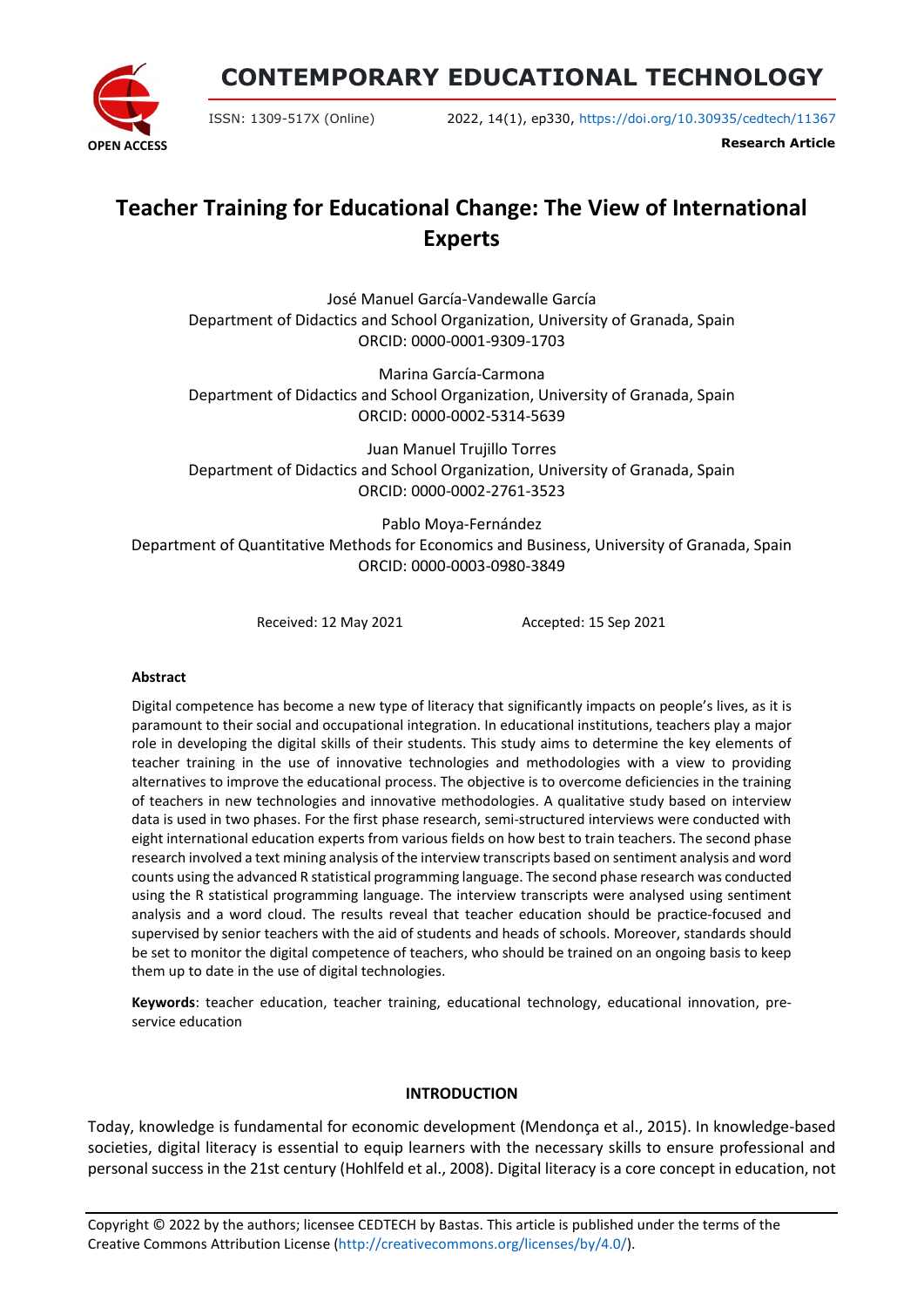# Teacher Training for Educational Change: The View of International Experts

José Manuel García-Vandewalle García
Department of Didactics and School Organization, University of Granada, Spain
ORCID: 0000-0001-9309-1703

Marina García-Carmona
Department of Didactics and School Organization, University of Granada, Spain
ORCID: 0000-0002-5314-5639

Juan Manuel Trujillo Torres
Department of Didactics and School Organization, University of Granada, Spain
ORCID: 0000-0002-2761-3523

Pablo Moya-Fernández
Department of Quantitative Methods for Economics and Business, University of Granada, Spain
ORCID: 0000-0003-0980-3849

Received: 12 May 2021 Accepted: 15 Sep 2021

**Abstract**

Digital competence has become a new type of literacy that significantly impacts on people's lives, as it is paramount to their social and occupational integration. In educational institutions, teachers play a major role in developing the digital skills of their students. This study aims to determine the key elements of teacher training in the use of innovative technologies and methodologies with a view to providing alternatives to improve the educational process. The objective is to overcome deficiencies in the training of teachers in new technologies and innovative methodologies. A qualitative study based on interview data is used in two phases. For the first phase research, semi-structured interviews were conducted with eight international education experts from various fields on how best to train teachers. The second phase research involved a text mining analysis of the interview transcripts based on sentiment analysis and word counts using the advanced R statistical programming language. The second phase research was conducted using the R statistical programming language. The interview transcripts were analysed using sentiment analysis and a word cloud. The results reveal that teacher education should be practice-focused and supervised by senior teachers with the aid of students and heads of schools. Moreover, standards should be set to monitor the digital competence of teachers, who should be trained on an ongoing basis to keep them up to date in the use of digital technologies.

**Keywords**: teacher education, teacher training, educational technology, educational innovation, pre-service education

## INTRODUCTION

Today, knowledge is fundamental for economic development (Mendonça et al., 2015). In knowledge-based societies, digital literacy is essential to equip learners with the necessary skills to ensure professional and personal success in the 21st century (Hohlfeld et al., 2008). Digital literacy is a core concept in education, not

Copyright © 2022 by the authors; licensee CEDTECH by Bastas. This article is published under the terms of the Creative Commons Attribution License (http://creativecommons.org/licenses/by/4.0/).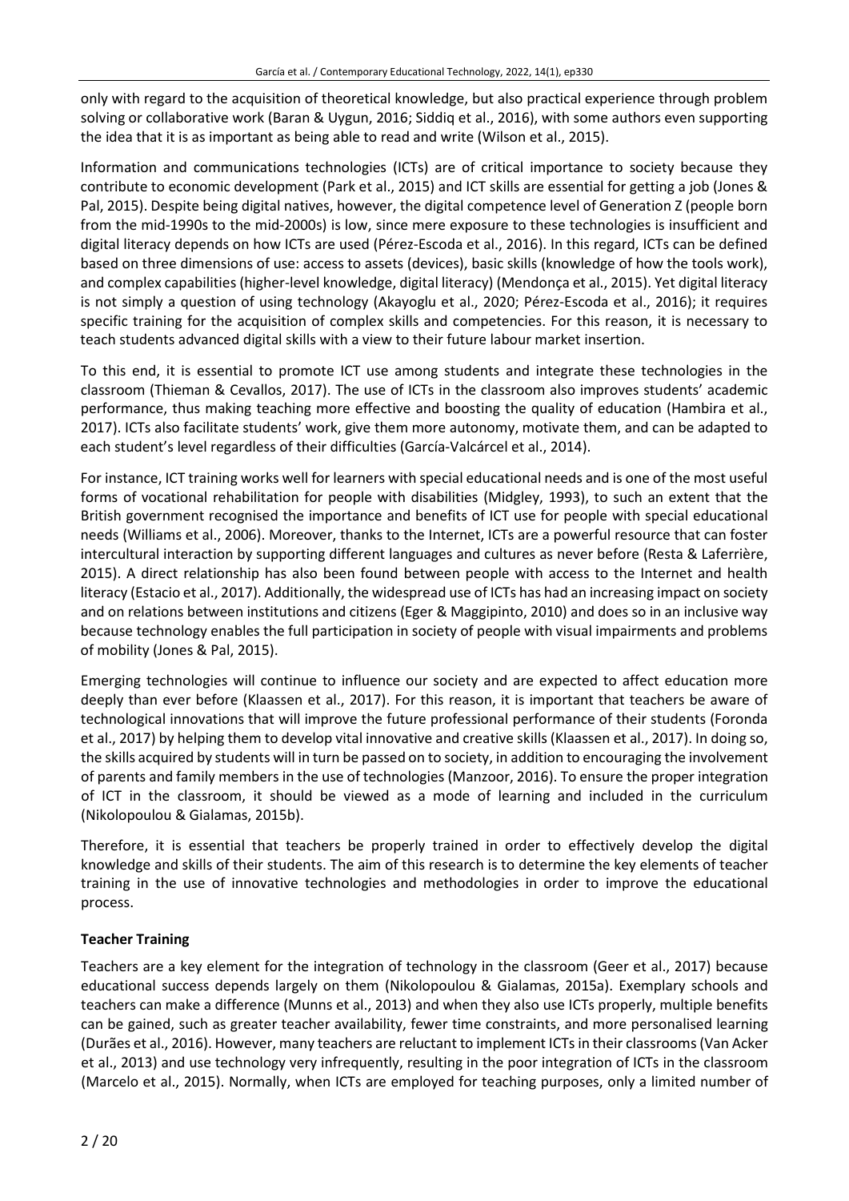only with regard to the acquisition of theoretical knowledge, but also practical experience through problem solving or collaborative work (Baran & Uygun, 2016; Siddiq et al., 2016), with some authors even supporting the idea that it is as important as being able to read and write (Wilson et al., 2015).

Information and communications technologies (ICTs) are of critical importance to society because they contribute to economic development (Park et al., 2015) and ICT skills are essential for getting a job (Jones & Pal, 2015). Despite being digital natives, however, the digital competence level of Generation Z (people born from the mid-1990s to the mid-2000s) is low, since mere exposure to these technologies is insufficient and digital literacy depends on how ICTs are used (Pérez-Escoda et al., 2016). In this regard, ICTs can be defined based on three dimensions of use: access to assets (devices), basic skills (knowledge of how the tools work), and complex capabilities (higher-level knowledge, digital literacy) (Mendonça et al., 2015). Yet digital literacy is not simply a question of using technology (Akayoglu et al., 2020; Pérez-Escoda et al., 2016); it requires specific training for the acquisition of complex skills and competencies. For this reason, it is necessary to teach students advanced digital skills with a view to their future labour market insertion.

To this end, it is essential to promote ICT use among students and integrate these technologies in the classroom (Thieman & Cevallos, 2017). The use of ICTs in the classroom also improves students' academic performance, thus making teaching more effective and boosting the quality of education (Hambira et al., 2017). ICTs also facilitate students' work, give them more autonomy, motivate them, and can be adapted to each student's level regardless of their difficulties (García-Valcárcel et al., 2014).

For instance, ICT training works well for learners with special educational needs and is one of the most useful forms of vocational rehabilitation for people with disabilities (Midgley, 1993), to such an extent that the British government recognised the importance and benefits of ICT use for people with special educational needs (Williams et al., 2006). Moreover, thanks to the Internet, ICTs are a powerful resource that can foster intercultural interaction by supporting different languages and cultures as never before (Resta & Laferrière, 2015). A direct relationship has also been found between people with access to the Internet and health literacy (Estacio et al., 2017). Additionally, the widespread use of ICTs has had an increasing impact on society and on relations between institutions and citizens (Eger & Maggipinto, 2010) and does so in an inclusive way because technology enables the full participation in society of people with visual impairments and problems of mobility (Jones & Pal, 2015).

Emerging technologies will continue to influence our society and are expected to affect education more deeply than ever before (Klaassen et al., 2017). For this reason, it is important that teachers be aware of technological innovations that will improve the future professional performance of their students (Foronda et al., 2017) by helping them to develop vital innovative and creative skills (Klaassen et al., 2017). In doing so, the skills acquired by students will in turn be passed on to society, in addition to encouraging the involvement of parents and family members in the use of technologies (Manzoor, 2016). To ensure the proper integration of ICT in the classroom, it should be viewed as a mode of learning and included in the curriculum (Nikolopoulou & Gialamas, 2015b).

Therefore, it is essential that teachers be properly trained in order to effectively develop the digital knowledge and skills of their students. The aim of this research is to determine the key elements of teacher training in the use of innovative technologies and methodologies in order to improve the educational process.

## Teacher Training

Teachers are a key element for the integration of technology in the classroom (Geer et al., 2017) because educational success depends largely on them (Nikolopoulou & Gialamas, 2015a). Exemplary schools and teachers can make a difference (Munns et al., 2013) and when they also use ICTs properly, multiple benefits can be gained, such as greater teacher availability, fewer time constraints, and more personalised learning (Durães et al., 2016). However, many teachers are reluctant to implement ICTs in their classrooms (Van Acker et al., 2013) and use technology very infrequently, resulting in the poor integration of ICTs in the classroom (Marcelo et al., 2015). Normally, when ICTs are employed for teaching purposes, only a limited number of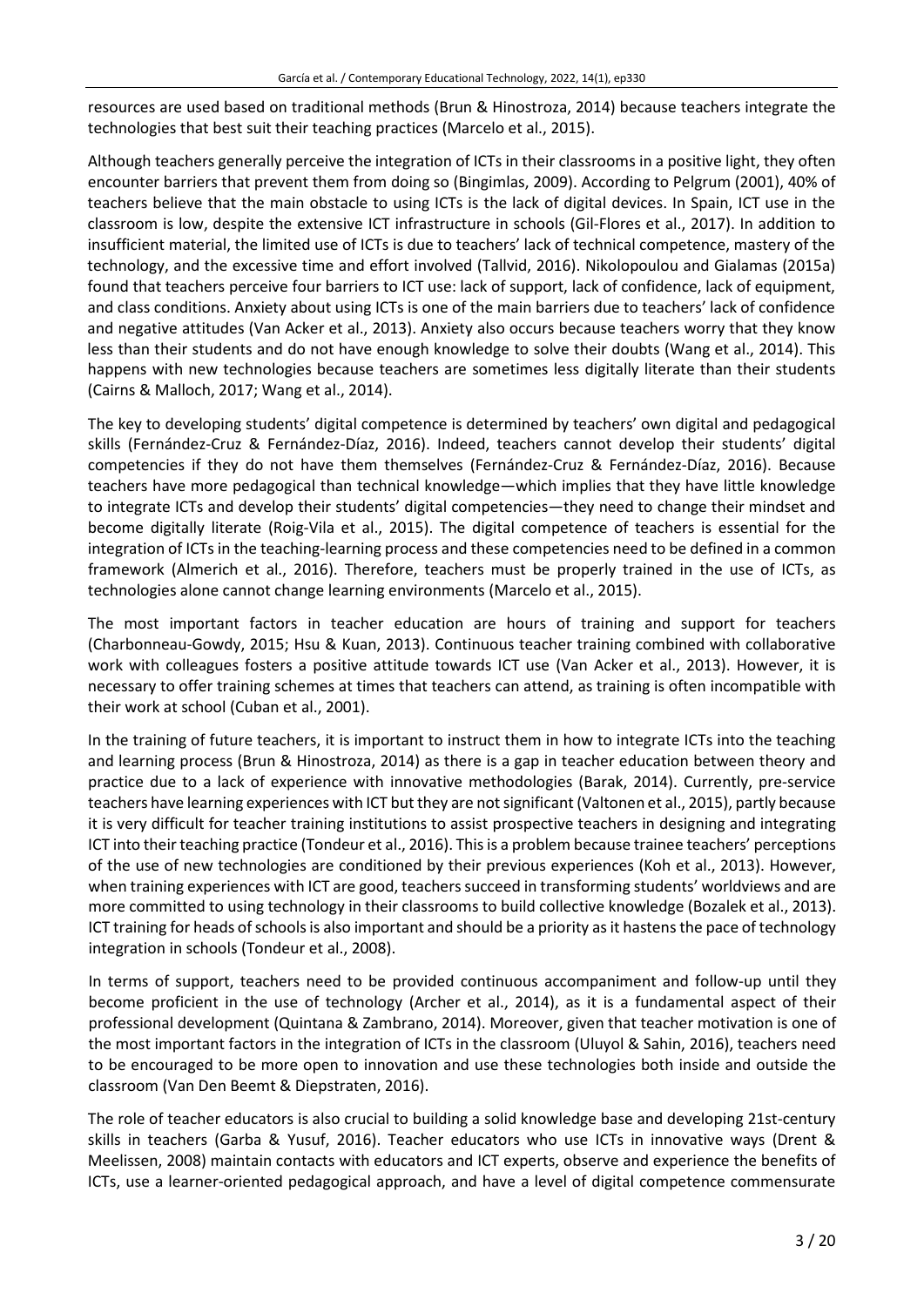resources are used based on traditional methods (Brun & Hinostroza, 2014) because teachers integrate the technologies that best suit their teaching practices (Marcelo et al., 2015).

Although teachers generally perceive the integration of ICTs in their classrooms in a positive light, they often encounter barriers that prevent them from doing so (Bingimlas, 2009). According to Pelgrum (2001), 40% of teachers believe that the main obstacle to using ICTs is the lack of digital devices. In Spain, ICT use in the classroom is low, despite the extensive ICT infrastructure in schools (Gil-Flores et al., 2017). In addition to insufficient material, the limited use of ICTs is due to teachers' lack of technical competence, mastery of the technology, and the excessive time and effort involved (Tallvid, 2016). Nikolopoulou and Gialamas (2015a) found that teachers perceive four barriers to ICT use: lack of support, lack of confidence, lack of equipment, and class conditions. Anxiety about using ICTs is one of the main barriers due to teachers' lack of confidence and negative attitudes (Van Acker et al., 2013). Anxiety also occurs because teachers worry that they know less than their students and do not have enough knowledge to solve their doubts (Wang et al., 2014). This happens with new technologies because teachers are sometimes less digitally literate than their students (Cairns & Malloch, 2017; Wang et al., 2014).

The key to developing students' digital competence is determined by teachers' own digital and pedagogical skills (Fernández-Cruz & Fernández-Díaz, 2016). Indeed, teachers cannot develop their students' digital competencies if they do not have them themselves (Fernández-Cruz & Fernández-Díaz, 2016). Because teachers have more pedagogical than technical knowledge—which implies that they have little knowledge to integrate ICTs and develop their students' digital competencies—they need to change their mindset and become digitally literate (Roig-Vila et al., 2015). The digital competence of teachers is essential for the integration of ICTs in the teaching-learning process and these competencies need to be defined in a common framework (Almerich et al., 2016). Therefore, teachers must be properly trained in the use of ICTs, as technologies alone cannot change learning environments (Marcelo et al., 2015).

The most important factors in teacher education are hours of training and support for teachers (Charbonneau-Gowdy, 2015; Hsu & Kuan, 2013). Continuous teacher training combined with collaborative work with colleagues fosters a positive attitude towards ICT use (Van Acker et al., 2013). However, it is necessary to offer training schemes at times that teachers can attend, as training is often incompatible with their work at school (Cuban et al., 2001).

In the training of future teachers, it is important to instruct them in how to integrate ICTs into the teaching and learning process (Brun & Hinostroza, 2014) as there is a gap in teacher education between theory and practice due to a lack of experience with innovative methodologies (Barak, 2014). Currently, pre-service teachers have learning experiences with ICT but they are not significant (Valtonen et al., 2015), partly because it is very difficult for teacher training institutions to assist prospective teachers in designing and integrating ICT into their teaching practice (Tondeur et al., 2016). This is a problem because trainee teachers' perceptions of the use of new technologies are conditioned by their previous experiences (Koh et al., 2013). However, when training experiences with ICT are good, teachers succeed in transforming students' worldviews and are more committed to using technology in their classrooms to build collective knowledge (Bozalek et al., 2013). ICT training for heads of schools is also important and should be a priority as it hastens the pace of technology integration in schools (Tondeur et al., 2008).

In terms of support, teachers need to be provided continuous accompaniment and follow-up until they become proficient in the use of technology (Archer et al., 2014), as it is a fundamental aspect of their professional development (Quintana & Zambrano, 2014). Moreover, given that teacher motivation is one of the most important factors in the integration of ICTs in the classroom (Uluyol & Sahin, 2016), teachers need to be encouraged to be more open to innovation and use these technologies both inside and outside the classroom (Van Den Beemt & Diepstraten, 2016).

The role of teacher educators is also crucial to building a solid knowledge base and developing 21st-century skills in teachers (Garba & Yusuf, 2016). Teacher educators who use ICTs in innovative ways (Drent & Meelissen, 2008) maintain contacts with educators and ICT experts, observe and experience the benefits of ICTs, use a learner-oriented pedagogical approach, and have a level of digital competence commensurate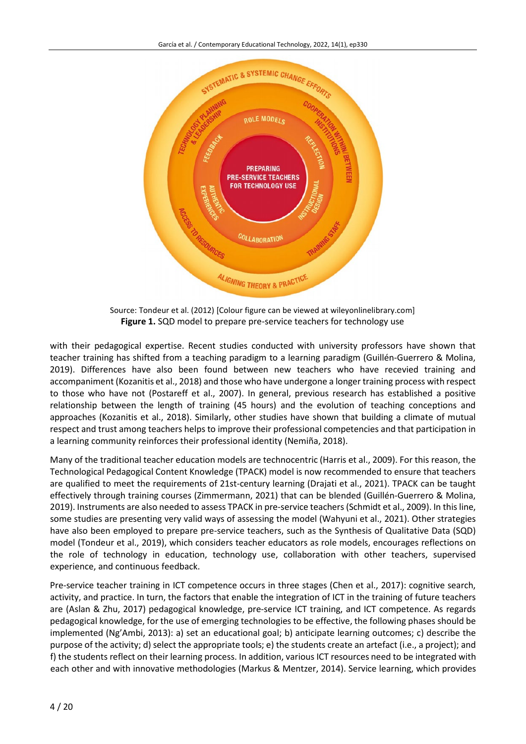Source: Tondeur et al. (2012) [Colour figure can be viewed at wileyonlinelibrary.com]

**Figure 1.** SQD model to prepare pre-service teachers for technology use

with their pedagogical expertise. Recent studies conducted with university professors have shown that teacher training has shifted from a teaching paradigm to a learning paradigm (Guillén-Guerrero & Molina, 2019). Differences have also been found between new teachers who have recevied training and accompaniment (Kozanitis et al., 2018) and those who have undergone a longer training process with respect to those who have not (Postareff et al., 2007). In general, previous research has established a positive relationship between the length of training (45 hours) and the evolution of teaching conceptions and approaches (Kozanitis et al., 2018). Similarly, other studies have shown that building a climate of mutual respect and trust among teachers helps to improve their professional competencies and that participation in a learning community reinforces their professional identity (Nemiña, 2018).

Many of the traditional teacher education models are technocentric (Harris et al., 2009). For this reason, the Technological Pedagogical Content Knowledge (TPACK) model is now recommended to ensure that teachers are qualified to meet the requirements of 21st-century learning (Drajati et al., 2021). TPACK can be taught effectively through training courses (Zimmermann, 2021) that can be blended (Guillén-Guerrero & Molina, 2019). Instruments are also needed to assess TPACK in pre-service teachers (Schmidt et al., 2009). In this line, some studies are presenting very valid ways of assessing the model (Wahyuni et al., 2021). Other strategies have also been employed to prepare pre-service teachers, such as the Synthesis of Qualitative Data (SQD) model (Tondeur et al., 2019), which considers teacher educators as role models, encourages reflections on the role of technology in education, technology use, collaboration with other teachers, supervised experience, and continuous feedback.

Pre-service teacher training in ICT competence occurs in three stages (Chen et al., 2017): cognitive search, activity, and practice. In turn, the factors that enable the integration of ICT in the training of future teachers are (Aslan & Zhu, 2017) pedagogical knowledge, pre-service ICT training, and ICT competence. As regards pedagogical knowledge, for the use of emerging technologies to be effective, the following phases should be implemented (Ng'Ambi, 2013): a) set an educational goal; b) anticipate learning outcomes; c) describe the purpose of the activity; d) select the appropriate tools; e) the students create an artefact (i.e., a project); and f) the students reflect on their learning process. In addition, various ICT resources need to be integrated with each other and with innovative methodologies (Markus & Mentzer, 2014). Service learning, which provides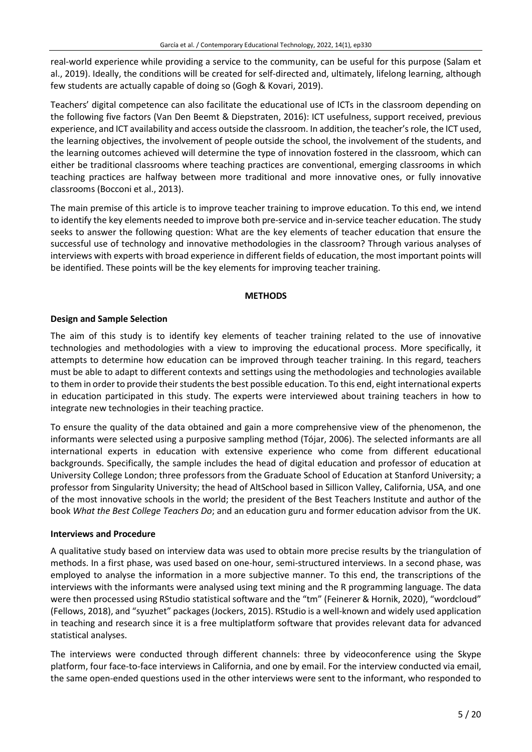real-world experience while providing a service to the community, can be useful for this purpose (Salam et al., 2019). Ideally, the conditions will be created for self-directed and, ultimately, lifelong learning, although few students are actually capable of doing so (Gogh & Kovari, 2019).

Teachers' digital competence can also facilitate the educational use of ICTs in the classroom depending on the following five factors (Van Den Beemt & Diepstraten, 2016): ICT usefulness, support received, previous experience, and ICT availability and access outside the classroom. In addition, the teacher's role, the ICT used, the learning objectives, the involvement of people outside the school, the involvement of the students, and the learning outcomes achieved will determine the type of innovation fostered in the classroom, which can either be traditional classrooms where teaching practices are conventional, emerging classrooms in which teaching practices are halfway between more traditional and more innovative ones, or fully innovative classrooms (Bocconi et al., 2013).

The main premise of this article is to improve teacher training to improve education. To this end, we intend to identify the key elements needed to improve both pre-service and in-service teacher education. The study seeks to answer the following question: What are the key elements of teacher education that ensure the successful use of technology and innovative methodologies in the classroom? Through various analyses of interviews with experts with broad experience in different fields of education, the most important points will be identified. These points will be the key elements for improving teacher training.

## METHODS

### Design and Sample Selection

The aim of this study is to identify key elements of teacher training related to the use of innovative technologies and methodologies with a view to improving the educational process. More specifically, it attempts to determine how education can be improved through teacher training. In this regard, teachers must be able to adapt to different contexts and settings using the methodologies and technologies available to them in order to provide their students the best possible education. To this end, eight international experts in education participated in this study. The experts were interviewed about training teachers in how to integrate new technologies in their teaching practice.

To ensure the quality of the data obtained and gain a more comprehensive view of the phenomenon, the informants were selected using a purposive sampling method (Tójar, 2006). The selected informants are all international experts in education with extensive experience who come from different educational backgrounds. Specifically, the sample includes the head of digital education and professor of education at University College London; three professors from the Graduate School of Education at Stanford University; a professor from Singularity University; the head of AltSchool based in Sillicon Valley, California, USA, and one of the most innovative schools in the world; the president of the Best Teachers Institute and author of the book *What the Best College Teachers Do*; and an education guru and former education advisor from the UK.

### Interviews and Procedure

A qualitative study based on interview data was used to obtain more precise results by the triangulation of methods. In a first phase, was used based on one-hour, semi-structured interviews. In a second phase, was employed to analyse the information in a more subjective manner. To this end, the transcriptions of the interviews with the informants were analysed using text mining and the R programming language. The data were then processed using RStudio statistical software and the "tm" (Feinerer & Hornik, 2020), "wordcloud" (Fellows, 2018), and "syuzhet" packages (Jockers, 2015). RStudio is a well-known and widely used application in teaching and research since it is a free multiplatform software that provides relevant data for advanced statistical analyses.

The interviews were conducted through different channels: three by videoconference using the Skype platform, four face-to-face interviews in California, and one by email. For the interview conducted via email, the same open-ended questions used in the other interviews were sent to the informant, who responded to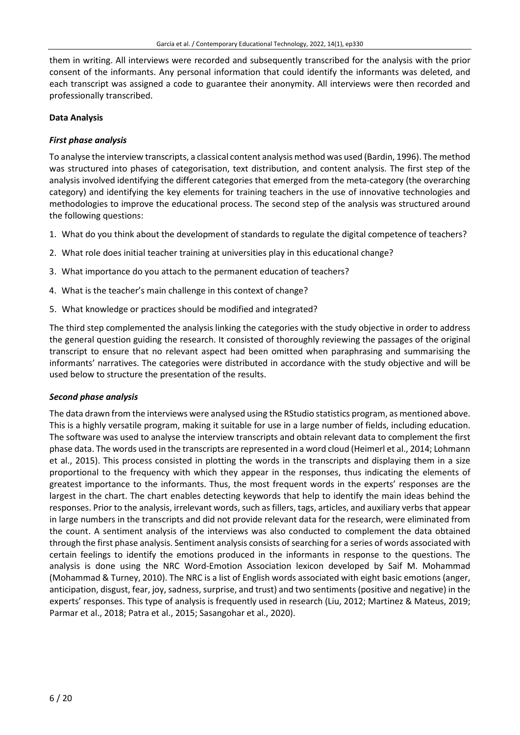them in writing. All interviews were recorded and subsequently transcribed for the analysis with the prior consent of the informants. Any personal information that could identify the informants was deleted, and each transcript was assigned a code to guarantee their anonymity. All interviews were then recorded and professionally transcribed.

## Data Analysis

### *First phase analysis*

To analyse the interview transcripts, a classical content analysis method was used (Bardin, 1996). The method was structured into phases of categorisation, text distribution, and content analysis. The first step of the analysis involved identifying the different categories that emerged from the meta-category (the overarching category) and identifying the key elements for training teachers in the use of innovative technologies and methodologies to improve the educational process. The second step of the analysis was structured around the following questions:

1. What do you think about the development of standards to regulate the digital competence of teachers?
2. What role does initial teacher training at universities play in this educational change?
3. What importance do you attach to the permanent education of teachers?
4. What is the teacher's main challenge in this context of change?
5. What knowledge or practices should be modified and integrated?

The third step complemented the analysis linking the categories with the study objective in order to address the general question guiding the research. It consisted of thoroughly reviewing the passages of the original transcript to ensure that no relevant aspect had been omitted when paraphrasing and summarising the informants' narratives. The categories were distributed in accordance with the study objective and will be used below to structure the presentation of the results.

### *Second phase analysis*

The data drawn from the interviews were analysed using the RStudio statistics program, as mentioned above. This is a highly versatile program, making it suitable for use in a large number of fields, including education. The software was used to analyse the interview transcripts and obtain relevant data to complement the first phase data. The words used in the transcripts are represented in a word cloud (Heimerl et al., 2014; Lohmann et al., 2015). This process consisted in plotting the words in the transcripts and displaying them in a size proportional to the frequency with which they appear in the responses, thus indicating the elements of greatest importance to the informants. Thus, the most frequent words in the experts' responses are the largest in the chart. The chart enables detecting keywords that help to identify the main ideas behind the responses. Prior to the analysis, irrelevant words, such as fillers, tags, articles, and auxiliary verbs that appear in large numbers in the transcripts and did not provide relevant data for the research, were eliminated from the count. A sentiment analysis of the interviews was also conducted to complement the data obtained through the first phase analysis. Sentiment analysis consists of searching for a series of words associated with certain feelings to identify the emotions produced in the informants in response to the questions. The analysis is done using the NRC Word-Emotion Association lexicon developed by Saif M. Mohammad (Mohammad & Turney, 2010). The NRC is a list of English words associated with eight basic emotions (anger, anticipation, disgust, fear, joy, sadness, surprise, and trust) and two sentiments (positive and negative) in the experts' responses. This type of analysis is frequently used in research (Liu, 2012; Martinez & Mateus, 2019; Parmar et al., 2018; Patra et al., 2015; Sasangohar et al., 2020).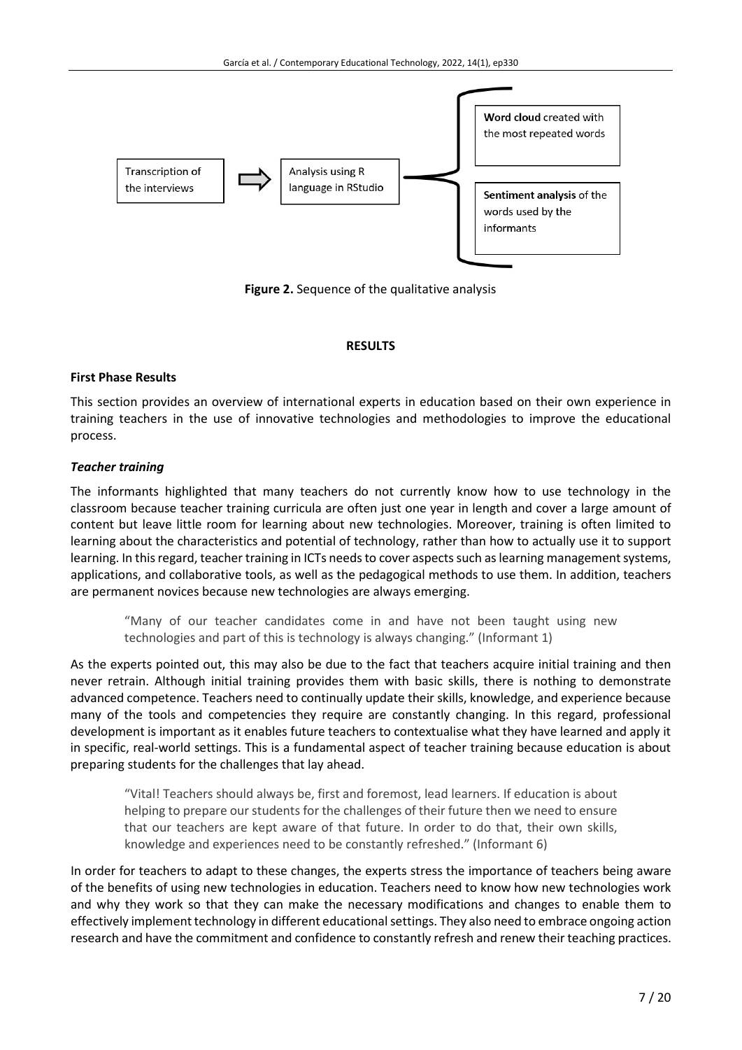Transcription of the interviews → Analysis using R language in RStudio → **Word cloud** created with the most repeated words; **Sentiment analysis** of the words used by the informants

**Figure 2.** Sequence of the qualitative analysis

## RESULTS

### First Phase Results

This section provides an overview of international experts in education based on their own experience in training teachers in the use of innovative technologies and methodologies to improve the educational process.

#### *Teacher training*

The informants highlighted that many teachers do not currently know how to use technology in the classroom because teacher training curricula are often just one year in length and cover a large amount of content but leave little room for learning about new technologies. Moreover, training is often limited to learning about the characteristics and potential of technology, rather than how to actually use it to support learning. In this regard, teacher training in ICTs needs to cover aspects such as learning management systems, applications, and collaborative tools, as well as the pedagogical methods to use them. In addition, teachers are permanent novices because new technologies are always emerging.

> "Many of our teacher candidates come in and have not been taught using new technologies and part of this is technology is always changing." (Informant 1)

As the experts pointed out, this may also be due to the fact that teachers acquire initial training and then never retrain. Although initial training provides them with basic skills, there is nothing to demonstrate advanced competence. Teachers need to continually update their skills, knowledge, and experience because many of the tools and competencies they require are constantly changing. In this regard, professional development is important as it enables future teachers to contextualise what they have learned and apply it in specific, real-world settings. This is a fundamental aspect of teacher training because education is about preparing students for the challenges that lay ahead.

> "Vital! Teachers should always be, first and foremost, lead learners. If education is about helping to prepare our students for the challenges of their future then we need to ensure that our teachers are kept aware of that future. In order to do that, their own skills, knowledge and experiences need to be constantly refreshed." (Informant 6)

In order for teachers to adapt to these changes, the experts stress the importance of teachers being aware of the benefits of using new technologies in education. Teachers need to know how new technologies work and why they work so that they can make the necessary modifications and changes to enable them to effectively implement technology in different educational settings. They also need to embrace ongoing action research and have the commitment and confidence to constantly refresh and renew their teaching practices.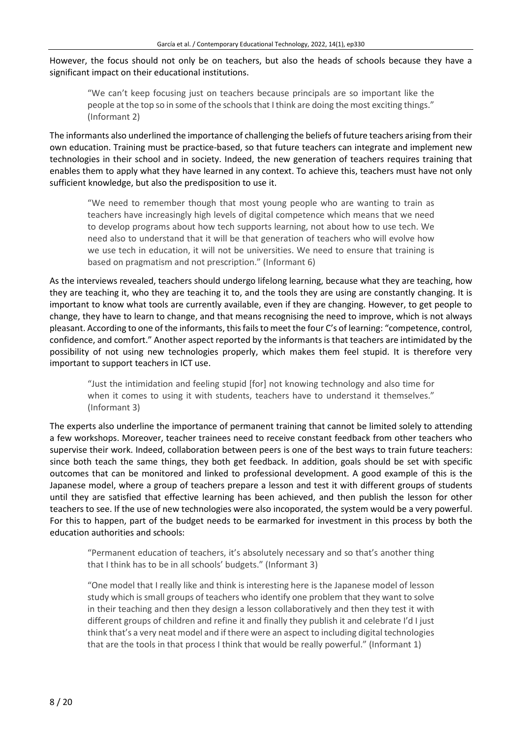However, the focus should not only be on teachers, but also the heads of schools because they have a significant impact on their educational institutions.

> "We can't keep focusing just on teachers because principals are so important like the people at the top so in some of the schools that I think are doing the most exciting things." (Informant 2)

The informants also underlined the importance of challenging the beliefs of future teachers arising from their own education. Training must be practice-based, so that future teachers can integrate and implement new technologies in their school and in society. Indeed, the new generation of teachers requires training that enables them to apply what they have learned in any context. To achieve this, teachers must have not only sufficient knowledge, but also the predisposition to use it.

> "We need to remember though that most young people who are wanting to train as teachers have increasingly high levels of digital competence which means that we need to develop programs about how tech supports learning, not about how to use tech. We need also to understand that it will be that generation of teachers who will evolve how we use tech in education, it will not be universities. We need to ensure that training is based on pragmatism and not prescription." (Informant 6)

As the interviews revealed, teachers should undergo lifelong learning, because what they are teaching, how they are teaching it, who they are teaching it to, and the tools they are using are constantly changing. It is important to know what tools are currently available, even if they are changing. However, to get people to change, they have to learn to change, and that means recognising the need to improve, which is not always pleasant. According to one of the informants, this fails to meet the four C's of learning: "competence, control, confidence, and comfort." Another aspect reported by the informants is that teachers are intimidated by the possibility of not using new technologies properly, which makes them feel stupid. It is therefore very important to support teachers in ICT use.

> "Just the intimidation and feeling stupid [for] not knowing technology and also time for when it comes to using it with students, teachers have to understand it themselves." (Informant 3)

The experts also underline the importance of permanent training that cannot be limited solely to attending a few workshops. Moreover, teacher trainees need to receive constant feedback from other teachers who supervise their work. Indeed, collaboration between peers is one of the best ways to train future teachers: since both teach the same things, they both get feedback. In addition, goals should be set with specific outcomes that can be monitored and linked to professional development. A good example of this is the Japanese model, where a group of teachers prepare a lesson and test it with different groups of students until they are satisfied that effective learning has been achieved, and then publish the lesson for other teachers to see. If the use of new technologies were also incoporated, the system would be a very powerful. For this to happen, part of the budget needs to be earmarked for investment in this process by both the education authorities and schools:

> "Permanent education of teachers, it's absolutely necessary and so that's another thing that I think has to be in all schools' budgets." (Informant 3)

> "One model that I really like and think is interesting here is the Japanese model of lesson study which is small groups of teachers who identify one problem that they want to solve in their teaching and then they design a lesson collaboratively and then they test it with different groups of children and refine it and finally they publish it and celebrate I'd I just think that's a very neat model and if there were an aspect to including digital technologies that are the tools in that process I think that would be really powerful." (Informant 1)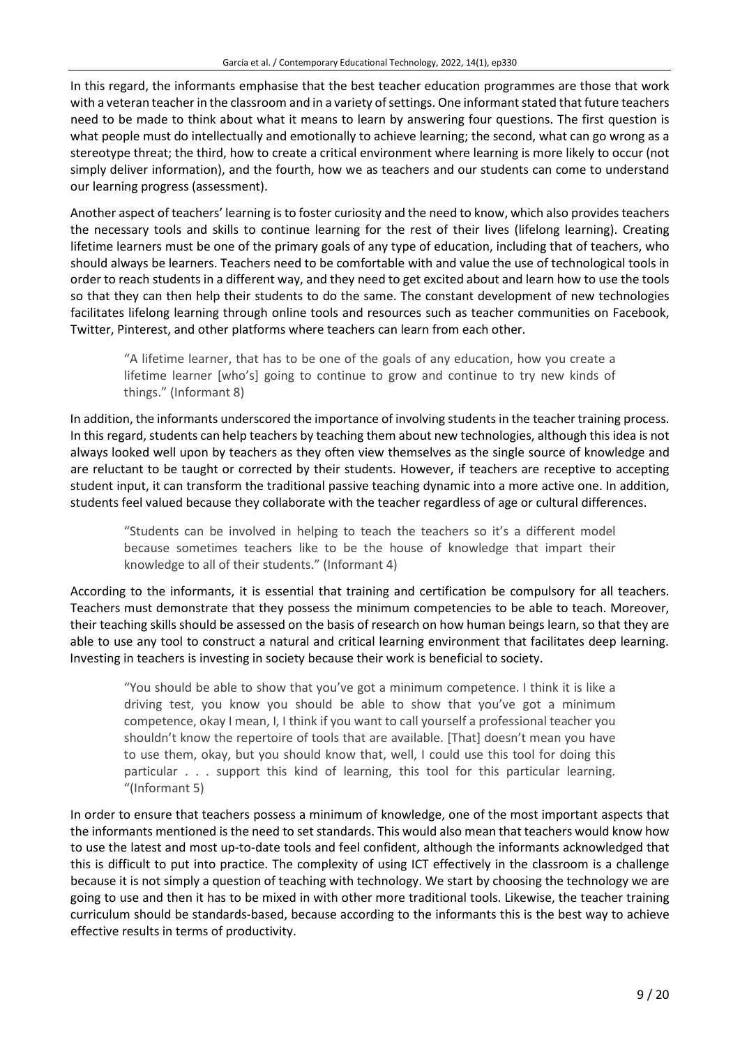In this regard, the informants emphasise that the best teacher education programmes are those that work with a veteran teacher in the classroom and in a variety of settings. One informant stated that future teachers need to be made to think about what it means to learn by answering four questions. The first question is what people must do intellectually and emotionally to achieve learning; the second, what can go wrong as a stereotype threat; the third, how to create a critical environment where learning is more likely to occur (not simply deliver information), and the fourth, how we as teachers and our students can come to understand our learning progress (assessment).

Another aspect of teachers' learning is to foster curiosity and the need to know, which also provides teachers the necessary tools and skills to continue learning for the rest of their lives (lifelong learning). Creating lifetime learners must be one of the primary goals of any type of education, including that of teachers, who should always be learners. Teachers need to be comfortable with and value the use of technological tools in order to reach students in a different way, and they need to get excited about and learn how to use the tools so that they can then help their students to do the same. The constant development of new technologies facilitates lifelong learning through online tools and resources such as teacher communities on Facebook, Twitter, Pinterest, and other platforms where teachers can learn from each other.

> "A lifetime learner, that has to be one of the goals of any education, how you create a lifetime learner [who's] going to continue to grow and continue to try new kinds of things." (Informant 8)

In addition, the informants underscored the importance of involving students in the teacher training process. In this regard, students can help teachers by teaching them about new technologies, although this idea is not always looked well upon by teachers as they often view themselves as the single source of knowledge and are reluctant to be taught or corrected by their students. However, if teachers are receptive to accepting student input, it can transform the traditional passive teaching dynamic into a more active one. In addition, students feel valued because they collaborate with the teacher regardless of age or cultural differences.

> "Students can be involved in helping to teach the teachers so it's a different model because sometimes teachers like to be the house of knowledge that impart their knowledge to all of their students." (Informant 4)

According to the informants, it is essential that training and certification be compulsory for all teachers. Teachers must demonstrate that they possess the minimum competencies to be able to teach. Moreover, their teaching skills should be assessed on the basis of research on how human beings learn, so that they are able to use any tool to construct a natural and critical learning environment that facilitates deep learning. Investing in teachers is investing in society because their work is beneficial to society.

> "You should be able to show that you've got a minimum competence. I think it is like a driving test, you know you should be able to show that you've got a minimum competence, okay I mean, I, I think if you want to call yourself a professional teacher you shouldn't know the repertoire of tools that are available. [That] doesn't mean you have to use them, okay, but you should know that, well, I could use this tool for doing this particular . . . support this kind of learning, this tool for this particular learning. "(Informant 5)

In order to ensure that teachers possess a minimum of knowledge, one of the most important aspects that the informants mentioned is the need to set standards. This would also mean that teachers would know how to use the latest and most up-to-date tools and feel confident, although the informants acknowledged that this is difficult to put into practice. The complexity of using ICT effectively in the classroom is a challenge because it is not simply a question of teaching with technology. We start by choosing the technology we are going to use and then it has to be mixed in with other more traditional tools. Likewise, the teacher training curriculum should be standards-based, because according to the informants this is the best way to achieve effective results in terms of productivity.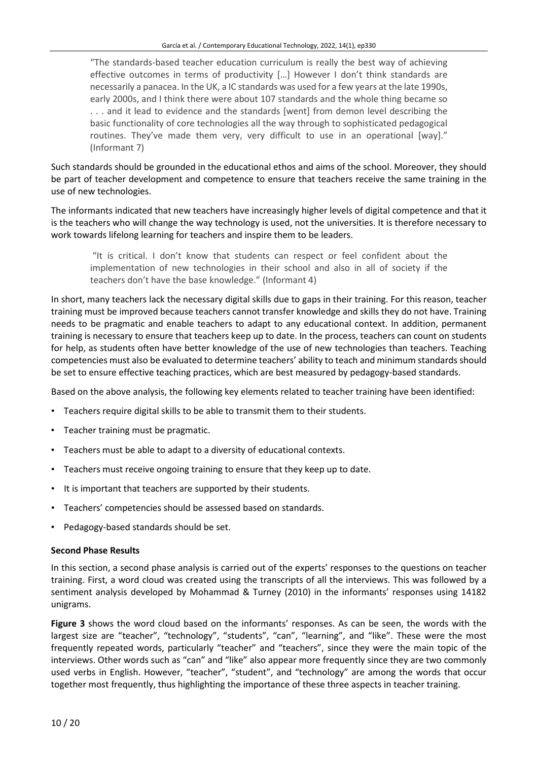> "The standards-based teacher education curriculum is really the best way of achieving effective outcomes in terms of productivity […] However I don't think standards are necessarily a panacea. In the UK, a IC standards was used for a few years at the late 1990s, early 2000s, and I think there were about 107 standards and the whole thing became so . . . and it lead to evidence and the standards [went] from demon level describing the basic functionality of core technologies all the way through to sophisticated pedagogical routines. They've made them very, very difficult to use in an operational [way]." (Informant 7)

Such standards should be grounded in the educational ethos and aims of the school. Moreover, they should be part of teacher development and competence to ensure that teachers receive the same training in the use of new technologies.

The informants indicated that new teachers have increasingly higher levels of digital competence and that it is the teachers who will change the way technology is used, not the universities. It is therefore necessary to work towards lifelong learning for teachers and inspire them to be leaders.

> "It is critical. I don't know that students can respect or feel confident about the implementation of new technologies in their school and also in all of society if the teachers don't have the base knowledge." (Informant 4)

In short, many teachers lack the necessary digital skills due to gaps in their training. For this reason, teacher training must be improved because teachers cannot transfer knowledge and skills they do not have. Training needs to be pragmatic and enable teachers to adapt to any educational context. In addition, permanent training is necessary to ensure that teachers keep up to date. In the process, teachers can count on students for help, as students often have better knowledge of the use of new technologies than teachers. Teaching competencies must also be evaluated to determine teachers' ability to teach and minimum standards should be set to ensure effective teaching practices, which are best measured by pedagogy-based standards.

Based on the above analysis, the following key elements related to teacher training have been identified:

- Teachers require digital skills to be able to transmit them to their students.
- Teacher training must be pragmatic.
- Teachers must be able to adapt to a diversity of educational contexts.
- Teachers must receive ongoing training to ensure that they keep up to date.
- It is important that teachers are supported by their students.
- Teachers' competencies should be assessed based on standards.
- Pedagogy-based standards should be set.

**Second Phase Results**

In this section, a second phase analysis is carried out of the experts' responses to the questions on teacher training. First, a word cloud was created using the transcripts of all the interviews. This was followed by a sentiment analysis developed by Mohammad & Turney (2010) in the informants' responses using 14182 unigrams.

**Figure 3** shows the word cloud based on the informants' responses. As can be seen, the words with the largest size are "teacher", "technology", "students", "can", "learning", and "like". These were the most frequently repeated words, particularly "teacher" and "teachers", since they were the main topic of the interviews. Other words such as "can" and "like" also appear more frequently since they are two commonly used verbs in English. However, "teacher", "student", and "technology" are among the words that occur together most frequently, thus highlighting the importance of these three aspects in teacher training.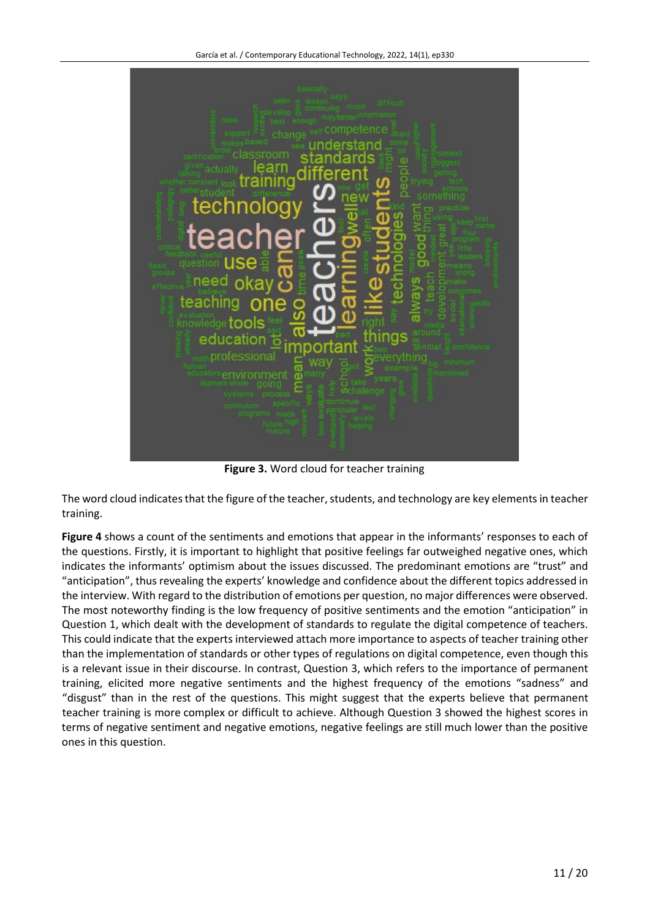**Figure 3.** Word cloud for teacher training

The word cloud indicates that the figure of the teacher, students, and technology are key elements in teacher training.

**Figure 4** shows a count of the sentiments and emotions that appear in the informants' responses to each of the questions. Firstly, it is important to highlight that positive feelings far outweighed negative ones, which indicates the informants' optimism about the issues discussed. The predominant emotions are "trust" and "anticipation", thus revealing the experts' knowledge and confidence about the different topics addressed in the interview. With regard to the distribution of emotions per question, no major differences were observed. The most noteworthy finding is the low frequency of positive sentiments and the emotion "anticipation" in Question 1, which dealt with the development of standards to regulate the digital competence of teachers. This could indicate that the experts interviewed attach more importance to aspects of teacher training other than the implementation of standards or other types of regulations on digital competence, even though this is a relevant issue in their discourse. In contrast, Question 3, which refers to the importance of permanent training, elicited more negative sentiments and the highest frequency of the emotions "sadness" and "disgust" than in the rest of the questions. This might suggest that the experts believe that permanent teacher training is more complex or difficult to achieve. Although Question 3 showed the highest scores in terms of negative sentiment and negative emotions, negative feelings are still much lower than the positive ones in this question.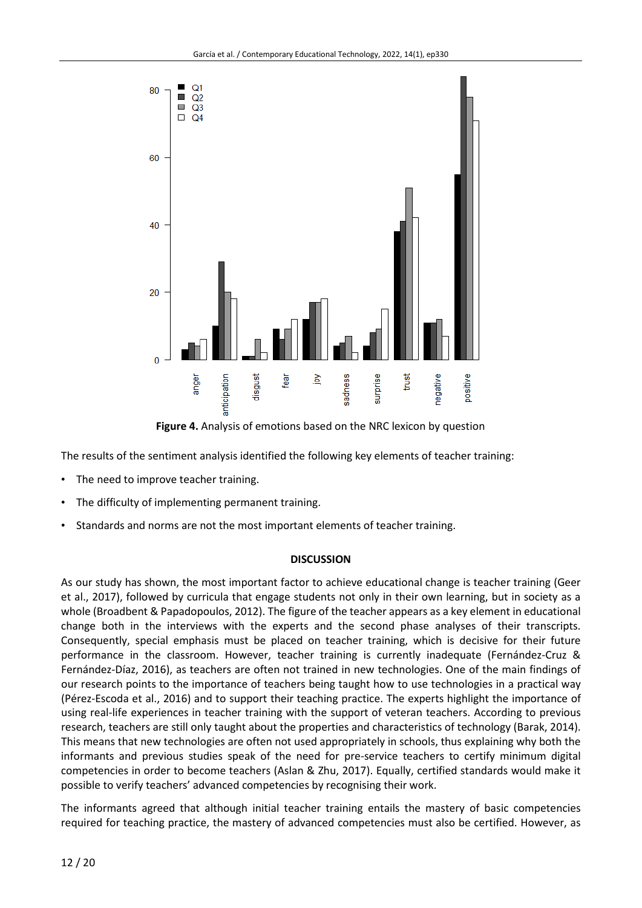**Figure 4.** Analysis of emotions based on the NRC lexicon by question

The results of the sentiment analysis identified the following key elements of teacher training:

- The need to improve teacher training.
- The difficulty of implementing permanent training.
- Standards and norms are not the most important elements of teacher training.

## DISCUSSION

As our study has shown, the most important factor to achieve educational change is teacher training (Geer et al., 2017), followed by curricula that engage students not only in their own learning, but in society as a whole (Broadbent & Papadopoulos, 2012). The figure of the teacher appears as a key element in educational change both in the interviews with the experts and the second phase analyses of their transcripts. Consequently, special emphasis must be placed on teacher training, which is decisive for their future performance in the classroom. However, teacher training is currently inadequate (Fernández-Cruz & Fernández-Díaz, 2016), as teachers are often not trained in new technologies. One of the main findings of our research points to the importance of teachers being taught how to use technologies in a practical way (Pérez-Escoda et al., 2016) and to support their teaching practice. The experts highlight the importance of using real-life experiences in teacher training with the support of veteran teachers. According to previous research, teachers are still only taught about the properties and characteristics of technology (Barak, 2014). This means that new technologies are often not used appropriately in schools, thus explaining why both the informants and previous studies speak of the need for pre-service teachers to certify minimum digital competencies in order to become teachers (Aslan & Zhu, 2017). Equally, certified standards would make it possible to verify teachers' advanced competencies by recognising their work.

The informants agreed that although initial teacher training entails the mastery of basic competencies required for teaching practice, the mastery of advanced competencies must also be certified. However, as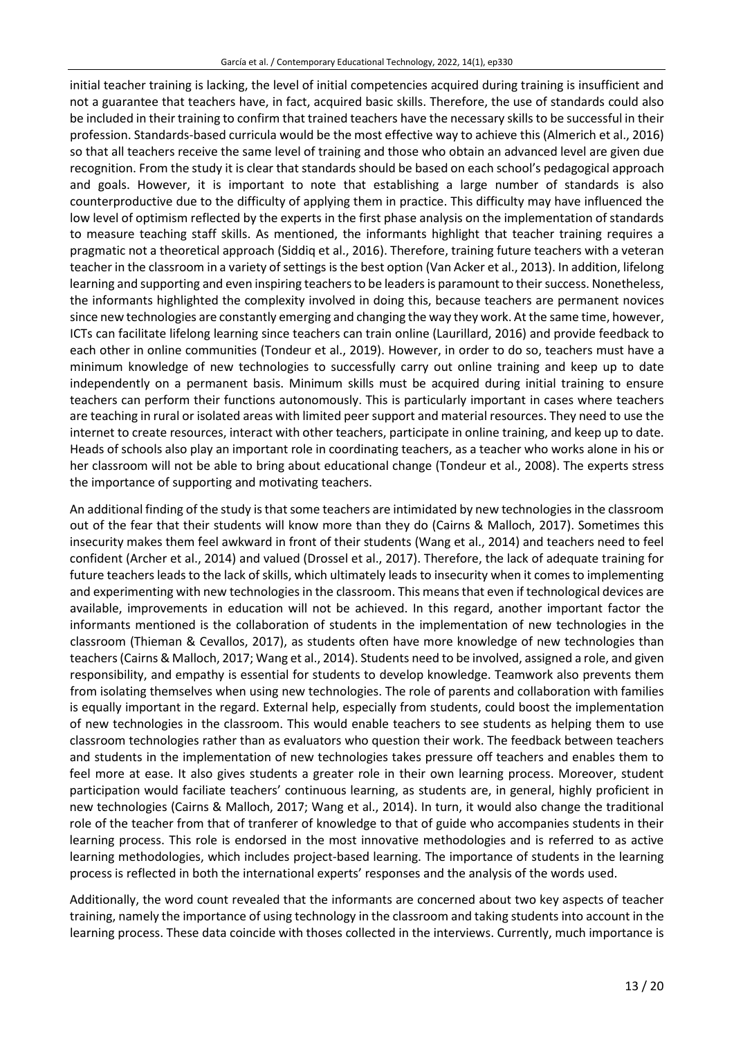initial teacher training is lacking, the level of initial competencies acquired during training is insufficient and not a guarantee that teachers have, in fact, acquired basic skills. Therefore, the use of standards could also be included in their training to confirm that trained teachers have the necessary skills to be successful in their profession. Standards-based curricula would be the most effective way to achieve this (Almerich et al., 2016) so that all teachers receive the same level of training and those who obtain an advanced level are given due recognition. From the study it is clear that standards should be based on each school's pedagogical approach and goals. However, it is important to note that establishing a large number of standards is also counterproductive due to the difficulty of applying them in practice. This difficulty may have influenced the low level of optimism reflected by the experts in the first phase analysis on the implementation of standards to measure teaching staff skills. As mentioned, the informants highlight that teacher training requires a pragmatic not a theoretical approach (Siddiq et al., 2016). Therefore, training future teachers with a veteran teacher in the classroom in a variety of settings is the best option (Van Acker et al., 2013). In addition, lifelong learning and supporting and even inspiring teachers to be leaders is paramount to their success. Nonetheless, the informants highlighted the complexity involved in doing this, because teachers are permanent novices since new technologies are constantly emerging and changing the way they work. At the same time, however, ICTs can facilitate lifelong learning since teachers can train online (Laurillard, 2016) and provide feedback to each other in online communities (Tondeur et al., 2019). However, in order to do so, teachers must have a minimum knowledge of new technologies to successfully carry out online training and keep up to date independently on a permanent basis. Minimum skills must be acquired during initial training to ensure teachers can perform their functions autonomously. This is particularly important in cases where teachers are teaching in rural or isolated areas with limited peer support and material resources. They need to use the internet to create resources, interact with other teachers, participate in online training, and keep up to date. Heads of schools also play an important role in coordinating teachers, as a teacher who works alone in his or her classroom will not be able to bring about educational change (Tondeur et al., 2008). The experts stress the importance of supporting and motivating teachers.

An additional finding of the study is that some teachers are intimidated by new technologies in the classroom out of the fear that their students will know more than they do (Cairns & Malloch, 2017). Sometimes this insecurity makes them feel awkward in front of their students (Wang et al., 2014) and teachers need to feel confident (Archer et al., 2014) and valued (Drossel et al., 2017). Therefore, the lack of adequate training for future teachers leads to the lack of skills, which ultimately leads to insecurity when it comes to implementing and experimenting with new technologies in the classroom. This means that even if technological devices are available, improvements in education will not be achieved. In this regard, another important factor the informants mentioned is the collaboration of students in the implementation of new technologies in the classroom (Thieman & Cevallos, 2017), as students often have more knowledge of new technologies than teachers (Cairns & Malloch, 2017; Wang et al., 2014). Students need to be involved, assigned a role, and given responsibility, and empathy is essential for students to develop knowledge. Teamwork also prevents them from isolating themselves when using new technologies. The role of parents and collaboration with families is equally important in the regard. External help, especially from students, could boost the implementation of new technologies in the classroom. This would enable teachers to see students as helping them to use classroom technologies rather than as evaluators who question their work. The feedback between teachers and students in the implementation of new technologies takes pressure off teachers and enables them to feel more at ease. It also gives students a greater role in their own learning process. Moreover, student participation would faciliate teachers' continuous learning, as students are, in general, highly proficient in new technologies (Cairns & Malloch, 2017; Wang et al., 2014). In turn, it would also change the traditional role of the teacher from that of tranferer of knowledge to that of guide who accompanies students in their learning process. This role is endorsed in the most innovative methodologies and is referred to as active learning methodologies, which includes project-based learning. The importance of students in the learning process is reflected in both the international experts' responses and the analysis of the words used.

Additionally, the word count revealed that the informants are concerned about two key aspects of teacher training, namely the importance of using technology in the classroom and taking students into account in the learning process. These data coincide with thoses collected in the interviews. Currently, much importance is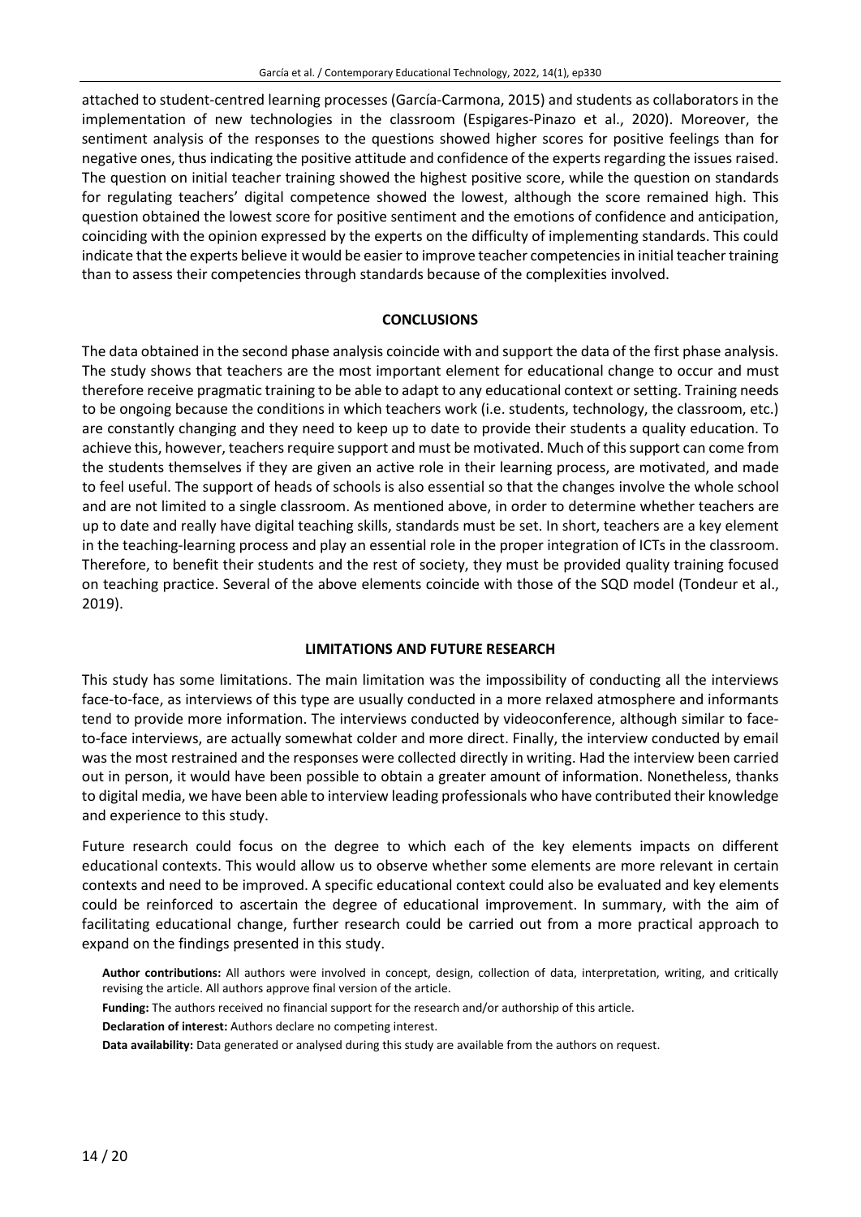attached to student-centred learning processes (García-Carmona, 2015) and students as collaborators in the implementation of new technologies in the classroom (Espigares-Pinazo et al., 2020). Moreover, the sentiment analysis of the responses to the questions showed higher scores for positive feelings than for negative ones, thus indicating the positive attitude and confidence of the experts regarding the issues raised. The question on initial teacher training showed the highest positive score, while the question on standards for regulating teachers' digital competence showed the lowest, although the score remained high. This question obtained the lowest score for positive sentiment and the emotions of confidence and anticipation, coinciding with the opinion expressed by the experts on the difficulty of implementing standards. This could indicate that the experts believe it would be easier to improve teacher competencies in initial teacher training than to assess their competencies through standards because of the complexities involved.

## CONCLUSIONS

The data obtained in the second phase analysis coincide with and support the data of the first phase analysis. The study shows that teachers are the most important element for educational change to occur and must therefore receive pragmatic training to be able to adapt to any educational context or setting. Training needs to be ongoing because the conditions in which teachers work (i.e. students, technology, the classroom, etc.) are constantly changing and they need to keep up to date to provide their students a quality education. To achieve this, however, teachers require support and must be motivated. Much of this support can come from the students themselves if they are given an active role in their learning process, are motivated, and made to feel useful. The support of heads of schools is also essential so that the changes involve the whole school and are not limited to a single classroom. As mentioned above, in order to determine whether teachers are up to date and really have digital teaching skills, standards must be set. In short, teachers are a key element in the teaching-learning process and play an essential role in the proper integration of ICTs in the classroom. Therefore, to benefit their students and the rest of society, they must be provided quality training focused on teaching practice. Several of the above elements coincide with those of the SQD model (Tondeur et al., 2019).

## LIMITATIONS AND FUTURE RESEARCH

This study has some limitations. The main limitation was the impossibility of conducting all the interviews face-to-face, as interviews of this type are usually conducted in a more relaxed atmosphere and informants tend to provide more information. The interviews conducted by videoconference, although similar to face-to-face interviews, are actually somewhat colder and more direct. Finally, the interview conducted by email was the most restrained and the responses were collected directly in writing. Had the interview been carried out in person, it would have been possible to obtain a greater amount of information. Nonetheless, thanks to digital media, we have been able to interview leading professionals who have contributed their knowledge and experience to this study.

Future research could focus on the degree to which each of the key elements impacts on different educational contexts. This would allow us to observe whether some elements are more relevant in certain contexts and need to be improved. A specific educational context could also be evaluated and key elements could be reinforced to ascertain the degree of educational improvement. In summary, with the aim of facilitating educational change, further research could be carried out from a more practical approach to expand on the findings presented in this study.

**Author contributions:** All authors were involved in concept, design, collection of data, interpretation, writing, and critically revising the article. All authors approve final version of the article.

**Funding:** The authors received no financial support for the research and/or authorship of this article.

**Declaration of interest:** Authors declare no competing interest.

**Data availability:** Data generated or analysed during this study are available from the authors on request.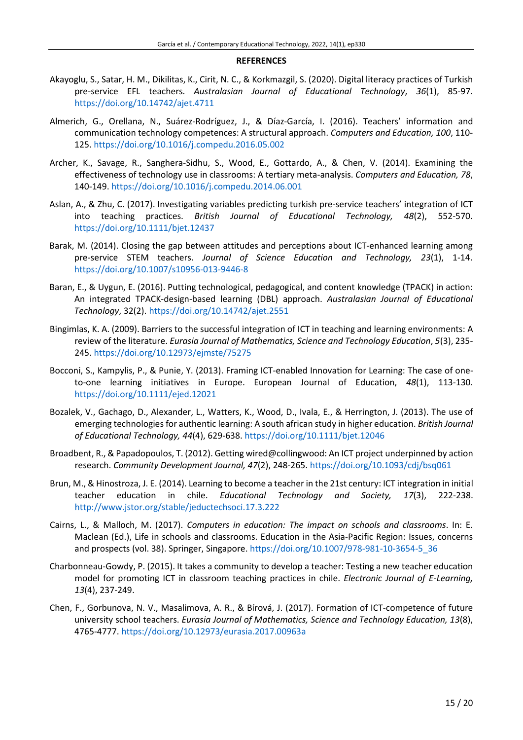**REFERENCES**

Akayoglu, S., Satar, H. M., Dikilitas, K., Cirit, N. C., & Korkmazgil, S. (2020). Digital literacy practices of Turkish pre-service EFL teachers. *Australasian Journal of Educational Technology*, *36*(1), 85-97. https://doi.org/10.14742/ajet.4711

Almerich, G., Orellana, N., Suárez-Rodríguez, J., & Díaz-García, I. (2016). Teachers' information and communication technology competences: A structural approach. *Computers and Education, 100*, 110-125. https://doi.org/10.1016/j.compedu.2016.05.002

Archer, K., Savage, R., Sanghera-Sidhu, S., Wood, E., Gottardo, A., & Chen, V. (2014). Examining the effectiveness of technology use in classrooms: A tertiary meta-analysis. *Computers and Education, 78*, 140-149. https://doi.org/10.1016/j.compedu.2014.06.001

Aslan, A., & Zhu, C. (2017). Investigating variables predicting turkish pre-service teachers' integration of ICT into teaching practices. *British Journal of Educational Technology, 48*(2), 552-570. https://doi.org/10.1111/bjet.12437

Barak, M. (2014). Closing the gap between attitudes and perceptions about ICT-enhanced learning among pre-service STEM teachers. *Journal of Science Education and Technology, 23*(1), 1-14. https://doi.org/10.1007/s10956-013-9446-8

Baran, E., & Uygun, E. (2016). Putting technological, pedagogical, and content knowledge (TPACK) in action: An integrated TPACK-design-based learning (DBL) approach. *Australasian Journal of Educational Technology*, 32(2). https://doi.org/10.14742/ajet.2551

Bingimlas, K. A. (2009). Barriers to the successful integration of ICT in teaching and learning environments: A review of the literature. *Eurasia Journal of Mathematics, Science and Technology Education*, *5*(3), 235-245. https://doi.org/10.12973/ejmste/75275

Bocconi, S., Kampylis, P., & Punie, Y. (2013). Framing ICT-enabled Innovation for Learning: The case of one-to-one learning initiatives in Europe. European Journal of Education, *48*(1), 113-130. https://doi.org/10.1111/ejed.12021

Bozalek, V., Gachago, D., Alexander, L., Watters, K., Wood, D., Ivala, E., & Herrington, J. (2013). The use of emerging technologies for authentic learning: A south african study in higher education. *British Journal of Educational Technology, 44*(4), 629-638. https://doi.org/10.1111/bjet.12046

Broadbent, R., & Papadopoulos, T. (2012). Getting wired@collingwood: An ICT project underpinned by action research. *Community Development Journal, 47*(2), 248-265. https://doi.org/10.1093/cdj/bsq061

Brun, M., & Hinostroza, J. E. (2014). Learning to become a teacher in the 21st century: ICT integration in initial teacher education in chile. *Educational Technology and Society, 17*(3), 222-238. http://www.jstor.org/stable/jeductechsoci.17.3.222

Cairns, L., & Malloch, M. (2017). *Computers in education: The impact on schools and classrooms*. In: E. Maclean (Ed.), Life in schools and classrooms. Education in the Asia-Pacific Region: Issues, concerns and prospects (vol. 38). Springer, Singapore. https://doi.org/10.1007/978-981-10-3654-5_36

Charbonneau-Gowdy, P. (2015). It takes a community to develop a teacher: Testing a new teacher education model for promoting ICT in classroom teaching practices in chile. *Electronic Journal of E-Learning, 13*(4), 237-249.

Chen, F., Gorbunova, N. V., Masalimova, A. R., & Bírová, J. (2017). Formation of ICT-competence of future university school teachers. *Eurasia Journal of Mathematics, Science and Technology Education, 13*(8), 4765-4777. https://doi.org/10.12973/eurasia.2017.00963a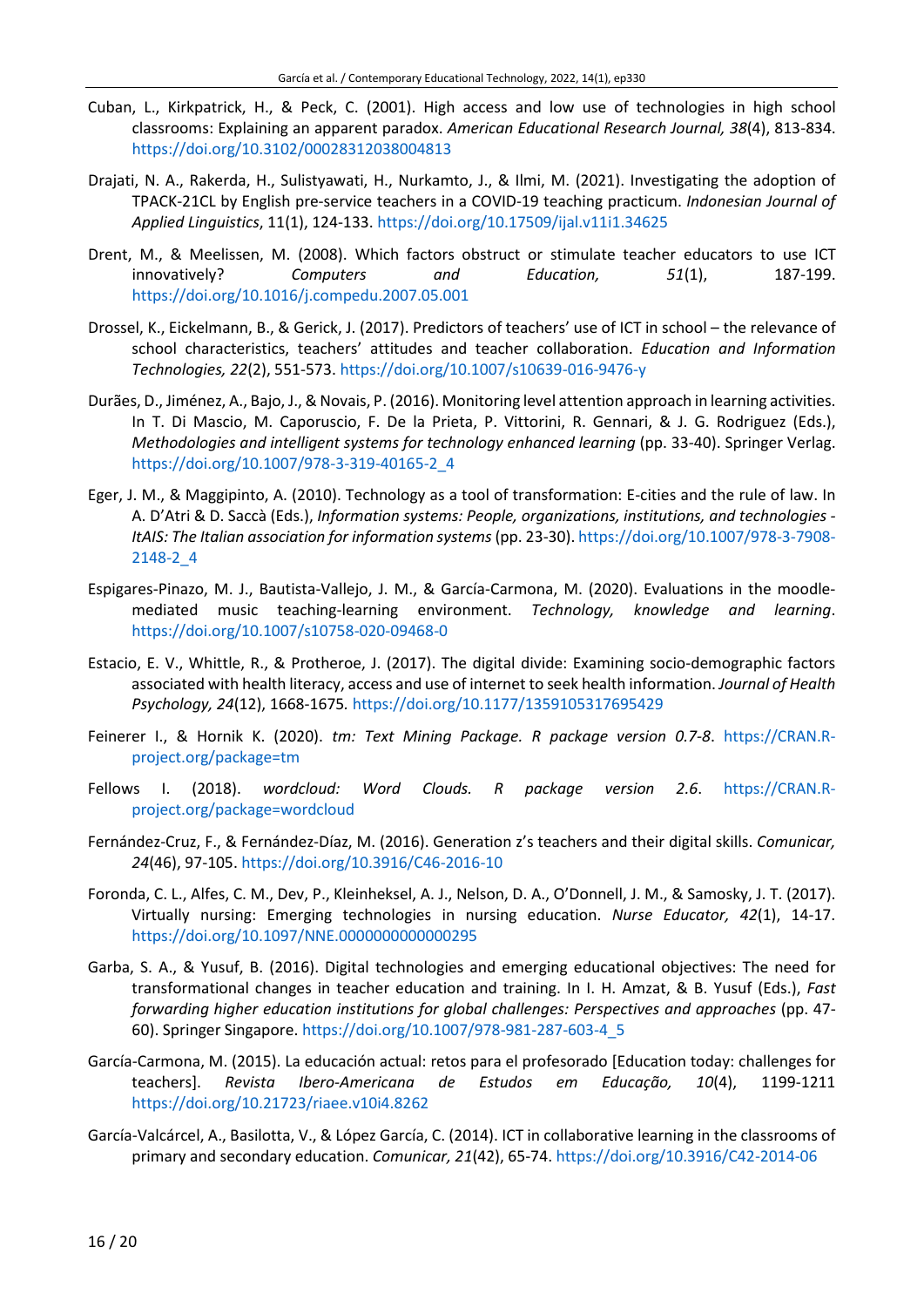Cuban, L., Kirkpatrick, H., & Peck, C. (2001). High access and low use of technologies in high school classrooms: Explaining an apparent paradox. *American Educational Research Journal, 38*(4), 813-834. https://doi.org/10.3102/00028312038004813

Drajati, N. A., Rakerda, H., Sulistyawati, H., Nurkamto, J., & Ilmi, M. (2021). Investigating the adoption of TPACK-21CL by English pre-service teachers in a COVID-19 teaching practicum. *Indonesian Journal of Applied Linguistics*, 11(1), 124-133. https://doi.org/10.17509/ijal.v11i1.34625

Drent, M., & Meelissen, M. (2008). Which factors obstruct or stimulate teacher educators to use ICT innovatively? *Computers and Education, 51*(1), 187-199. https://doi.org/10.1016/j.compedu.2007.05.001

Drossel, K., Eickelmann, B., & Gerick, J. (2017). Predictors of teachers' use of ICT in school – the relevance of school characteristics, teachers' attitudes and teacher collaboration. *Education and Information Technologies, 22*(2), 551-573. https://doi.org/10.1007/s10639-016-9476-y

Durães, D., Jiménez, A., Bajo, J., & Novais, P. (2016). Monitoring level attention approach in learning activities. In T. Di Mascio, M. Caporuscio, F. De la Prieta, P. Vittorini, R. Gennari, & J. G. Rodriguez (Eds.), *Methodologies and intelligent systems for technology enhanced learning* (pp. 33-40). Springer Verlag. https://doi.org/10.1007/978-3-319-40165-2_4

Eger, J. M., & Maggipinto, A. (2010). Technology as a tool of transformation: E-cities and the rule of law. In A. D'Atri & D. Saccà (Eds.), *Information systems: People, organizations, institutions, and technologies - ItAIS: The Italian association for information systems* (pp. 23-30). https://doi.org/10.1007/978-3-7908-2148-2_4

Espigares-Pinazo, M. J., Bautista-Vallejo, J. M., & García-Carmona, M. (2020). Evaluations in the moodle-mediated music teaching-learning environment. *Technology, knowledge and learning*. https://doi.org/10.1007/s10758-020-09468-0

Estacio, E. V., Whittle, R., & Protheroe, J. (2017). The digital divide: Examining socio-demographic factors associated with health literacy, access and use of internet to seek health information. *Journal of Health Psychology, 24*(12), 1668-1675. https://doi.org/10.1177/1359105317695429

Feinerer I., & Hornik K. (2020). *tm: Text Mining Package. R package version 0.7-8*. https://CRAN.R-project.org/package=tm

Fellows I. (2018). *wordcloud: Word Clouds. R package version 2.6*. https://CRAN.R-project.org/package=wordcloud

Fernández-Cruz, F., & Fernández-Díaz, M. (2016). Generation z's teachers and their digital skills. *Comunicar, 24*(46), 97-105. https://doi.org/10.3916/C46-2016-10

Foronda, C. L., Alfes, C. M., Dev, P., Kleinheksel, A. J., Nelson, D. A., O'Donnell, J. M., & Samosky, J. T. (2017). Virtually nursing: Emerging technologies in nursing education. *Nurse Educator, 42*(1), 14-17. https://doi.org/10.1097/NNE.0000000000000295

Garba, S. A., & Yusuf, B. (2016). Digital technologies and emerging educational objectives: The need for transformational changes in teacher education and training. In I. H. Amzat, & B. Yusuf (Eds.), *Fast forwarding higher education institutions for global challenges: Perspectives and approaches* (pp. 47-60). Springer Singapore. https://doi.org/10.1007/978-981-287-603-4_5

García-Carmona, M. (2015). La educación actual: retos para el profesorado [Education today: challenges for teachers]. *Revista Ibero-Americana de Estudos em Educação, 10*(4), 1199-1211 https://doi.org/10.21723/riaee.v10i4.8262

García-Valcárcel, A., Basilotta, V., & López García, C. (2014). ICT in collaborative learning in the classrooms of primary and secondary education. *Comunicar, 21*(42), 65-74. https://doi.org/10.3916/C42-2014-06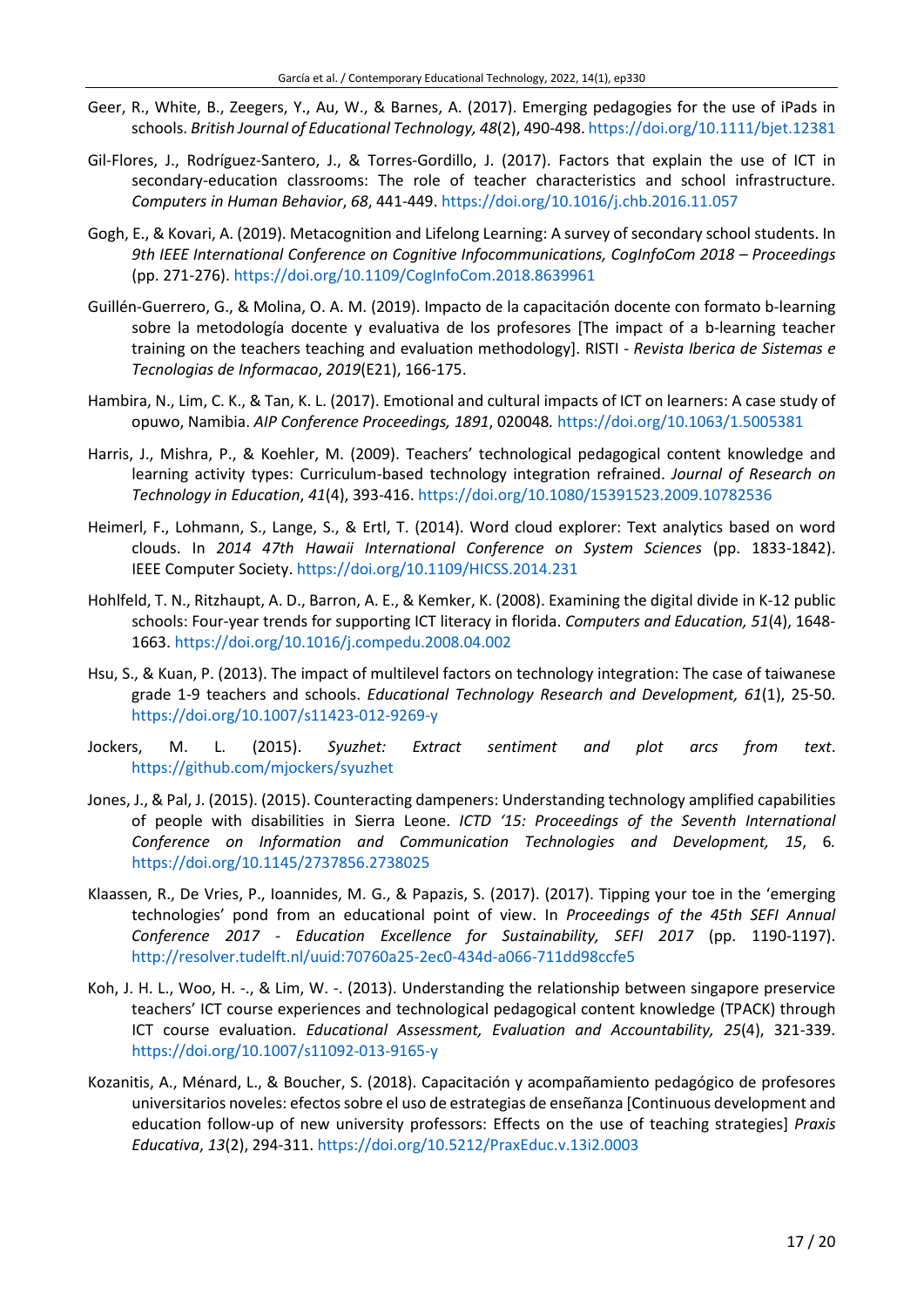Geer, R., White, B., Zeegers, Y., Au, W., & Barnes, A. (2017). Emerging pedagogies for the use of iPads in schools. *British Journal of Educational Technology, 48*(2), 490-498. https://doi.org/10.1111/bjet.12381

Gil-Flores, J., Rodríguez-Santero, J., & Torres-Gordillo, J. (2017). Factors that explain the use of ICT in secondary-education classrooms: The role of teacher characteristics and school infrastructure. *Computers in Human Behavior*, *68*, 441-449. https://doi.org/10.1016/j.chb.2016.11.057

Gogh, E., & Kovari, A. (2019). Metacognition and Lifelong Learning: A survey of secondary school students. In *9th IEEE International Conference on Cognitive Infocommunications, CogInfoCom 2018 – Proceedings* (pp. 271-276). https://doi.org/10.1109/CogInfoCom.2018.8639961

Guillén-Guerrero, G., & Molina, O. A. M. (2019). Impacto de la capacitación docente con formato b-learning sobre la metodología docente y evaluativa de los profesores [The impact of a b-learning teacher training on the teachers teaching and evaluation methodology]. RISTI - *Revista Iberica de Sistemas e Tecnologias de Informacao*, *2019*(E21), 166-175.

Hambira, N., Lim, C. K., & Tan, K. L. (2017). Emotional and cultural impacts of ICT on learners: A case study of opuwo, Namibia. *AIP Conference Proceedings, 1891*, 020048*.* https://doi.org/10.1063/1.5005381

Harris, J., Mishra, P., & Koehler, M. (2009). Teachers' technological pedagogical content knowledge and learning activity types: Curriculum-based technology integration refrained. *Journal of Research on Technology in Education*, *41*(4), 393-416. https://doi.org/10.1080/15391523.2009.10782536

Heimerl, F., Lohmann, S., Lange, S., & Ertl, T. (2014). Word cloud explorer: Text analytics based on word clouds. In *2014 47th Hawaii International Conference on System Sciences* (pp. 1833-1842). IEEE Computer Society. https://doi.org/10.1109/HICSS.2014.231

Hohlfeld, T. N., Ritzhaupt, A. D., Barron, A. E., & Kemker, K. (2008). Examining the digital divide in K-12 public schools: Four-year trends for supporting ICT literacy in florida. *Computers and Education, 51*(4), 1648-1663. https://doi.org/10.1016/j.compedu.2008.04.002

Hsu, S., & Kuan, P. (2013). The impact of multilevel factors on technology integration: The case of taiwanese grade 1-9 teachers and schools. *Educational Technology Research and Development, 61*(1), 25-50. https://doi.org/10.1007/s11423-012-9269-y

Jockers, M. L. (2015). *Syuzhet: Extract sentiment and plot arcs from text*. https://github.com/mjockers/syuzhet

Jones, J., & Pal, J. (2015). (2015). Counteracting dampeners: Understanding technology amplified capabilities of people with disabilities in Sierra Leone. *ICTD '15: Proceedings of the Seventh International Conference on Information and Communication Technologies and Development, 15*, 6*.* https://doi.org/10.1145/2737856.2738025

Klaassen, R., De Vries, P., Ioannides, M. G., & Papazis, S. (2017). (2017). Tipping your toe in the 'emerging technologies' pond from an educational point of view. In *Proceedings of the 45th SEFI Annual Conference 2017 - Education Excellence for Sustainability, SEFI 2017* (pp. 1190-1197). http://resolver.tudelft.nl/uuid:70760a25-2ec0-434d-a066-711dd98ccfe5

Koh, J. H. L., Woo, H. -., & Lim, W. -. (2013). Understanding the relationship between singapore preservice teachers' ICT course experiences and technological pedagogical content knowledge (TPACK) through ICT course evaluation. *Educational Assessment, Evaluation and Accountability, 25*(4), 321-339. https://doi.org/10.1007/s11092-013-9165-y

Kozanitis, A., Ménard, L., & Boucher, S. (2018). Capacitación y acompañamiento pedagógico de profesores universitarios noveles: efectos sobre el uso de estrategias de enseñanza [Continuous development and education follow-up of new university professors: Effects on the use of teaching strategies] *Praxis Educativa*, *13*(2), 294-311. https://doi.org/10.5212/PraxEduc.v.13i2.0003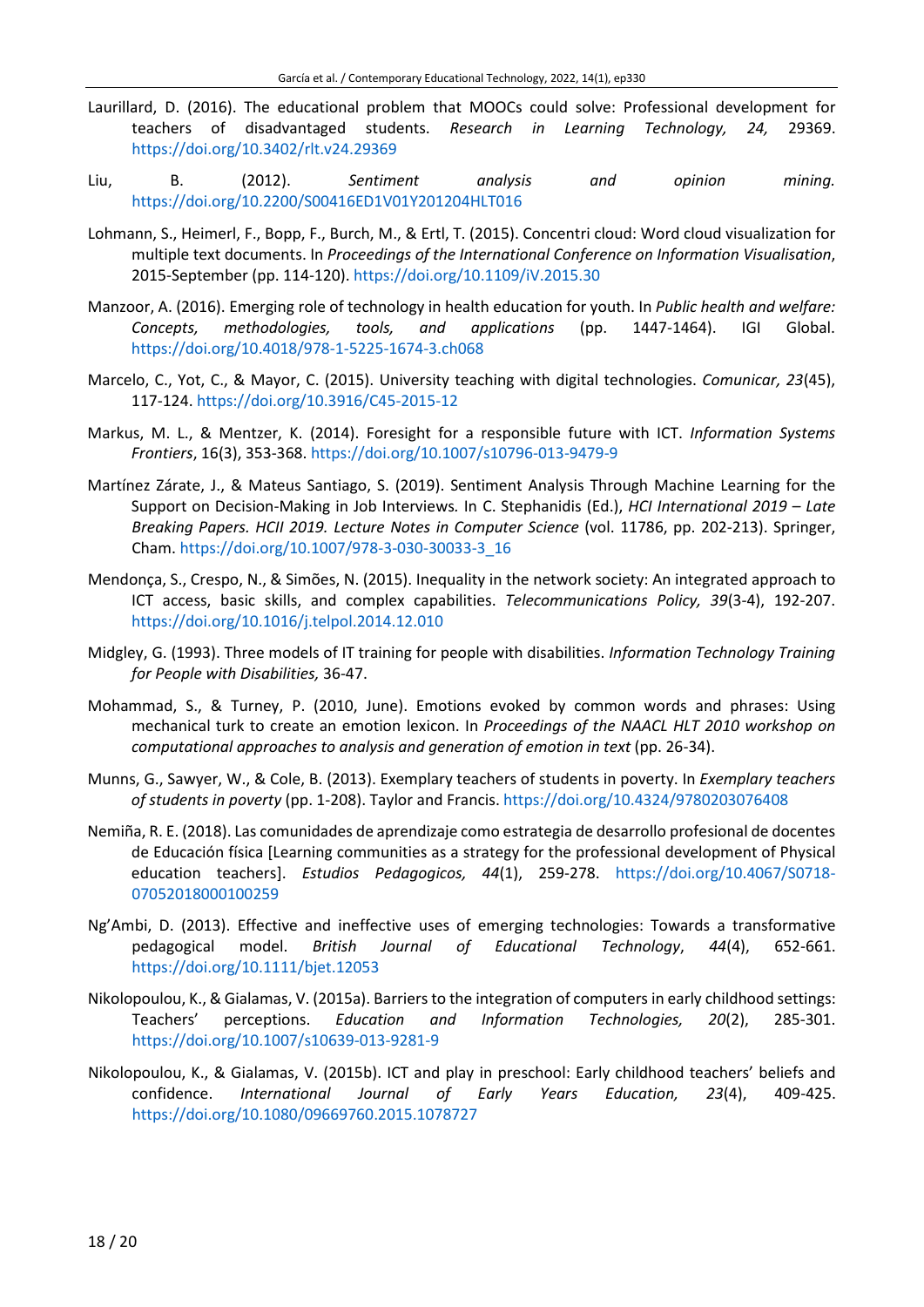Laurillard, D. (2016). The educational problem that MOOCs could solve: Professional development for teachers of disadvantaged students. *Research in Learning Technology, 24,* 29369. https://doi.org/10.3402/rlt.v24.29369

Liu, B. (2012). *Sentiment analysis and opinion mining.* https://doi.org/10.2200/S00416ED1V01Y201204HLT016

Lohmann, S., Heimerl, F., Bopp, F., Burch, M., & Ertl, T. (2015). Concentri cloud: Word cloud visualization for multiple text documents. In *Proceedings of the International Conference on Information Visualisation*, 2015-September (pp. 114-120). https://doi.org/10.1109/iV.2015.30

Manzoor, A. (2016). Emerging role of technology in health education for youth. In *Public health and welfare: Concepts, methodologies, tools, and applications* (pp. 1447-1464). IGI Global. https://doi.org/10.4018/978-1-5225-1674-3.ch068

Marcelo, C., Yot, C., & Mayor, C. (2015). University teaching with digital technologies. *Comunicar, 23*(45), 117-124. https://doi.org/10.3916/C45-2015-12

Markus, M. L., & Mentzer, K. (2014). Foresight for a responsible future with ICT. *Information Systems Frontiers*, 16(3), 353-368. https://doi.org/10.1007/s10796-013-9479-9

Martínez Zárate, J., & Mateus Santiago, S. (2019). Sentiment Analysis Through Machine Learning for the Support on Decision-Making in Job Interviews*.* In C. Stephanidis (Ed.), *HCI International 2019 – Late Breaking Papers. HCII 2019. Lecture Notes in Computer Science* (vol. 11786, pp. 202-213). Springer, Cham. https://doi.org/10.1007/978-3-030-30033-3_16

Mendonça, S., Crespo, N., & Simões, N. (2015). Inequality in the network society: An integrated approach to ICT access, basic skills, and complex capabilities. *Telecommunications Policy, 39*(3-4), 192-207. https://doi.org/10.1016/j.telpol.2014.12.010

Midgley, G. (1993). Three models of IT training for people with disabilities. *Information Technology Training for People with Disabilities,* 36-47.

Mohammad, S., & Turney, P. (2010, June). Emotions evoked by common words and phrases: Using mechanical turk to create an emotion lexicon. In *Proceedings of the NAACL HLT 2010 workshop on computational approaches to analysis and generation of emotion in text* (pp. 26-34).

Munns, G., Sawyer, W., & Cole, B. (2013). Exemplary teachers of students in poverty. In *Exemplary teachers of students in poverty* (pp. 1-208). Taylor and Francis. https://doi.org/10.4324/9780203076408

Nemiña, R. E. (2018). Las comunidades de aprendizaje como estrategia de desarrollo profesional de docentes de Educación física [Learning communities as a strategy for the professional development of Physical education teachers]. *Estudios Pedagogicos, 44*(1), 259-278. https://doi.org/10.4067/S0718-07052018000100259

Ng'Ambi, D. (2013). Effective and ineffective uses of emerging technologies: Towards a transformative pedagogical model. *British Journal of Educational Technology*, *44*(4), 652-661. https://doi.org/10.1111/bjet.12053

Nikolopoulou, K., & Gialamas, V. (2015a). Barriers to the integration of computers in early childhood settings: Teachers' perceptions. *Education and Information Technologies, 20*(2), 285-301. https://doi.org/10.1007/s10639-013-9281-9

Nikolopoulou, K., & Gialamas, V. (2015b). ICT and play in preschool: Early childhood teachers' beliefs and confidence. *International Journal of Early Years Education, 23*(4), 409-425. https://doi.org/10.1080/09669760.2015.1078727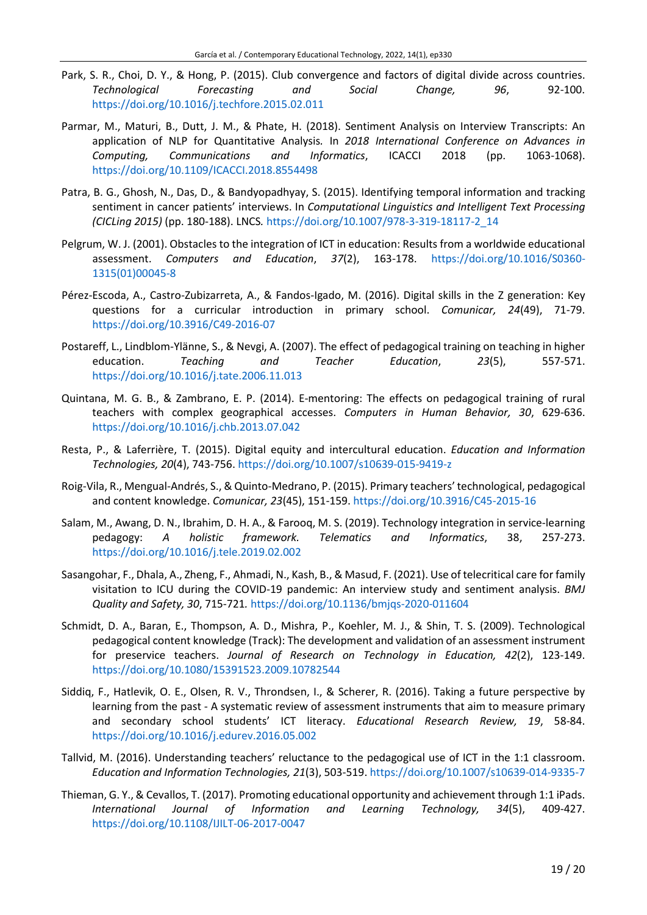Park, S. R., Choi, D. Y., & Hong, P. (2015). Club convergence and factors of digital divide across countries. *Technological Forecasting and Social Change, 96*, 92-100. https://doi.org/10.1016/j.techfore.2015.02.011

Parmar, M., Maturi, B., Dutt, J. M., & Phate, H. (2018). Sentiment Analysis on Interview Transcripts: An application of NLP for Quantitative Analysis. In *2018 International Conference on Advances in Computing, Communications and Informatics*, ICACCI 2018 (pp. 1063-1068). https://doi.org/10.1109/ICACCI.2018.8554498

Patra, B. G., Ghosh, N., Das, D., & Bandyopadhyay, S. (2015). Identifying temporal information and tracking sentiment in cancer patients' interviews. In *Computational Linguistics and Intelligent Text Processing (CICLing 2015)* (pp. 180-188). LNCS. https://doi.org/10.1007/978-3-319-18117-2_14

Pelgrum, W. J. (2001). Obstacles to the integration of ICT in education: Results from a worldwide educational assessment. *Computers and Education*, *37*(2), 163-178. https://doi.org/10.1016/S0360-1315(01)00045-8

Pérez-Escoda, A., Castro-Zubizarreta, A., & Fandos-Igado, M. (2016). Digital skills in the Z generation: Key questions for a curricular introduction in primary school. *Comunicar, 24*(49), 71-79. https://doi.org/10.3916/C49-2016-07

Postareff, L., Lindblom-Ylänne, S., & Nevgi, A. (2007). The effect of pedagogical training on teaching in higher education. *Teaching and Teacher Education*, *23*(5), 557-571. https://doi.org/10.1016/j.tate.2006.11.013

Quintana, M. G. B., & Zambrano, E. P. (2014). E-mentoring: The effects on pedagogical training of rural teachers with complex geographical accesses. *Computers in Human Behavior, 30*, 629-636. https://doi.org/10.1016/j.chb.2013.07.042

Resta, P., & Laferrière, T. (2015). Digital equity and intercultural education. *Education and Information Technologies, 20*(4), 743-756. https://doi.org/10.1007/s10639-015-9419-z

Roig-Vila, R., Mengual-Andrés, S., & Quinto-Medrano, P. (2015). Primary teachers' technological, pedagogical and content knowledge. *Comunicar, 23*(45), 151-159. https://doi.org/10.3916/C45-2015-16

Salam, M., Awang, D. N., Ibrahim, D. H. A., & Farooq, M. S. (2019). Technology integration in service-learning pedagogy: *A holistic framework. Telematics and Informatics*, 38, 257-273. https://doi.org/10.1016/j.tele.2019.02.002

Sasangohar, F., Dhala, A., Zheng, F., Ahmadi, N., Kash, B., & Masud, F. (2021). Use of telecritical care for family visitation to ICU during the COVID-19 pandemic: An interview study and sentiment analysis. *BMJ Quality and Safety, 30*, 715-721. https://doi.org/10.1136/bmjqs-2020-011604

Schmidt, D. A., Baran, E., Thompson, A. D., Mishra, P., Koehler, M. J., & Shin, T. S. (2009). Technological pedagogical content knowledge (Track): The development and validation of an assessment instrument for preservice teachers. *Journal of Research on Technology in Education, 42*(2), 123-149. https://doi.org/10.1080/15391523.2009.10782544

Siddiq, F., Hatlevik, O. E., Olsen, R. V., Throndsen, I., & Scherer, R. (2016). Taking a future perspective by learning from the past - A systematic review of assessment instruments that aim to measure primary and secondary school students' ICT literacy. *Educational Research Review, 19*, 58-84. https://doi.org/10.1016/j.edurev.2016.05.002

Tallvid, M. (2016). Understanding teachers' reluctance to the pedagogical use of ICT in the 1:1 classroom. *Education and Information Technologies, 21*(3), 503-519. https://doi.org/10.1007/s10639-014-9335-7

Thieman, G. Y., & Cevallos, T. (2017). Promoting educational opportunity and achievement through 1:1 iPads. *International Journal of Information and Learning Technology, 34*(5), 409-427. https://doi.org/10.1108/IJILT-06-2017-0047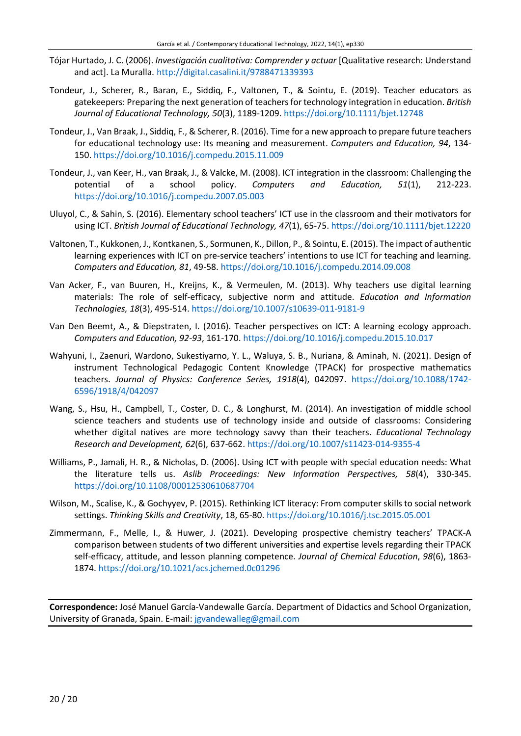Tójar Hurtado, J. C. (2006). *Investigación cualitativa: Comprender y actuar* [Qualitative research: Understand and act]. La Muralla. http://digital.casalini.it/9788471339393

Tondeur, J., Scherer, R., Baran, E., Siddiq, F., Valtonen, T., & Sointu, E. (2019). Teacher educators as gatekeepers: Preparing the next generation of teachers for technology integration in education. *British Journal of Educational Technology, 50*(3), 1189-1209. https://doi.org/10.1111/bjet.12748

Tondeur, J., Van Braak, J., Siddiq, F., & Scherer, R. (2016). Time for a new approach to prepare future teachers for educational technology use: Its meaning and measurement. *Computers and Education, 94*, 134-150. https://doi.org/10.1016/j.compedu.2015.11.009

Tondeur, J., van Keer, H., van Braak, J., & Valcke, M. (2008). ICT integration in the classroom: Challenging the potential of a school policy. *Computers and Education, 51*(1), 212-223. https://doi.org/10.1016/j.compedu.2007.05.003

Uluyol, C., & Sahin, S. (2016). Elementary school teachers' ICT use in the classroom and their motivators for using ICT. *British Journal of Educational Technology, 47*(1), 65-75. https://doi.org/10.1111/bjet.12220

Valtonen, T., Kukkonen, J., Kontkanen, S., Sormunen, K., Dillon, P., & Sointu, E. (2015). The impact of authentic learning experiences with ICT on pre-service teachers' intentions to use ICT for teaching and learning. *Computers and Education, 81*, 49-58. https://doi.org/10.1016/j.compedu.2014.09.008

Van Acker, F., van Buuren, H., Kreijns, K., & Vermeulen, M. (2013). Why teachers use digital learning materials: The role of self-efficacy, subjective norm and attitude. *Education and Information Technologies, 18*(3), 495-514. https://doi.org/10.1007/s10639-011-9181-9

Van Den Beemt, A., & Diepstraten, I. (2016). Teacher perspectives on ICT: A learning ecology approach. *Computers and Education, 92-93*, 161-170. https://doi.org/10.1016/j.compedu.2015.10.017

Wahyuni, I., Zaenuri, Wardono, Sukestiyarno, Y. L., Waluya, S. B., Nuriana, & Aminah, N. (2021). Design of instrument Technological Pedagogic Content Knowledge (TPACK) for prospective mathematics teachers. *Journal of Physics: Conference Series, 1918*(4), 042097. https://doi.org/10.1088/1742-6596/1918/4/042097

Wang, S., Hsu, H., Campbell, T., Coster, D. C., & Longhurst, M. (2014). An investigation of middle school science teachers and students use of technology inside and outside of classrooms: Considering whether digital natives are more technology savvy than their teachers. *Educational Technology Research and Development, 62*(6), 637-662. https://doi.org/10.1007/s11423-014-9355-4

Williams, P., Jamali, H. R., & Nicholas, D. (2006). Using ICT with people with special education needs: What the literature tells us. *Aslib Proceedings: New Information Perspectives, 58*(4), 330-345. https://doi.org/10.1108/00012530610687704

Wilson, M., Scalise, K., & Gochyyev, P. (2015). Rethinking ICT literacy: From computer skills to social network settings. *Thinking Skills and Creativity*, 18, 65-80. https://doi.org/10.1016/j.tsc.2015.05.001

Zimmermann, F., Melle, I., & Huwer, J. (2021). Developing prospective chemistry teachers' TPACK-A comparison between students of two different universities and expertise levels regarding their TPACK self-efficacy, attitude, and lesson planning competence. *Journal of Chemical Education*, *98*(6), 1863-1874. https://doi.org/10.1021/acs.jchemed.0c01296

---

**Correspondence:** José Manuel García-Vandewalle García. Department of Didactics and School Organization, University of Granada, Spain. E-mail: jgvandewalleg@gmail.com